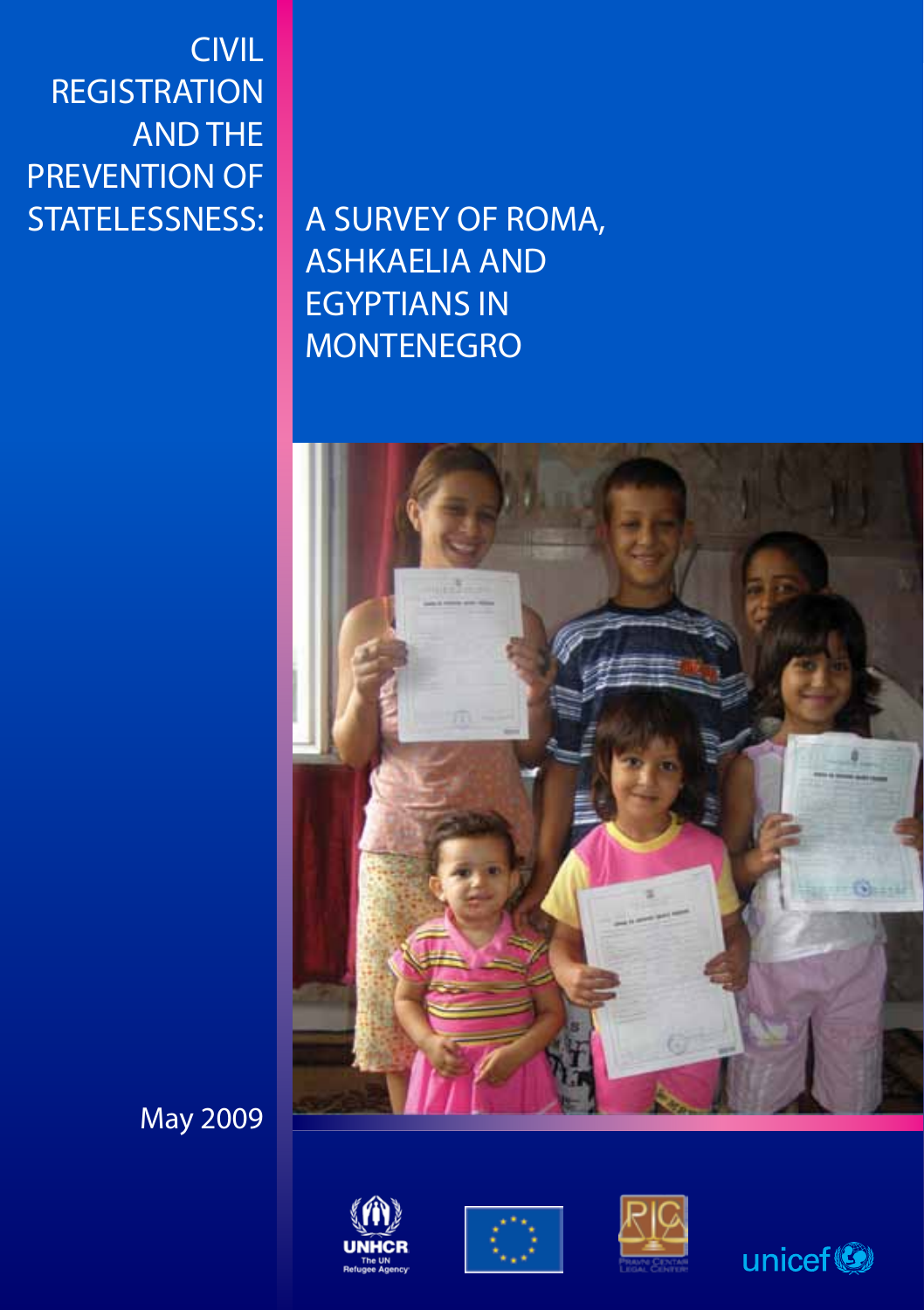# CIVIL REGISTRATION AND THE PREVENTION OF STATELESSNESS: A SURVEY OF ROMA, ASHKAELIA AND EGYPTIANS IN MONTENEGRO

May 2009

UNHCR The UN Refugee Agency

Pravni Centar Legal Center

unicef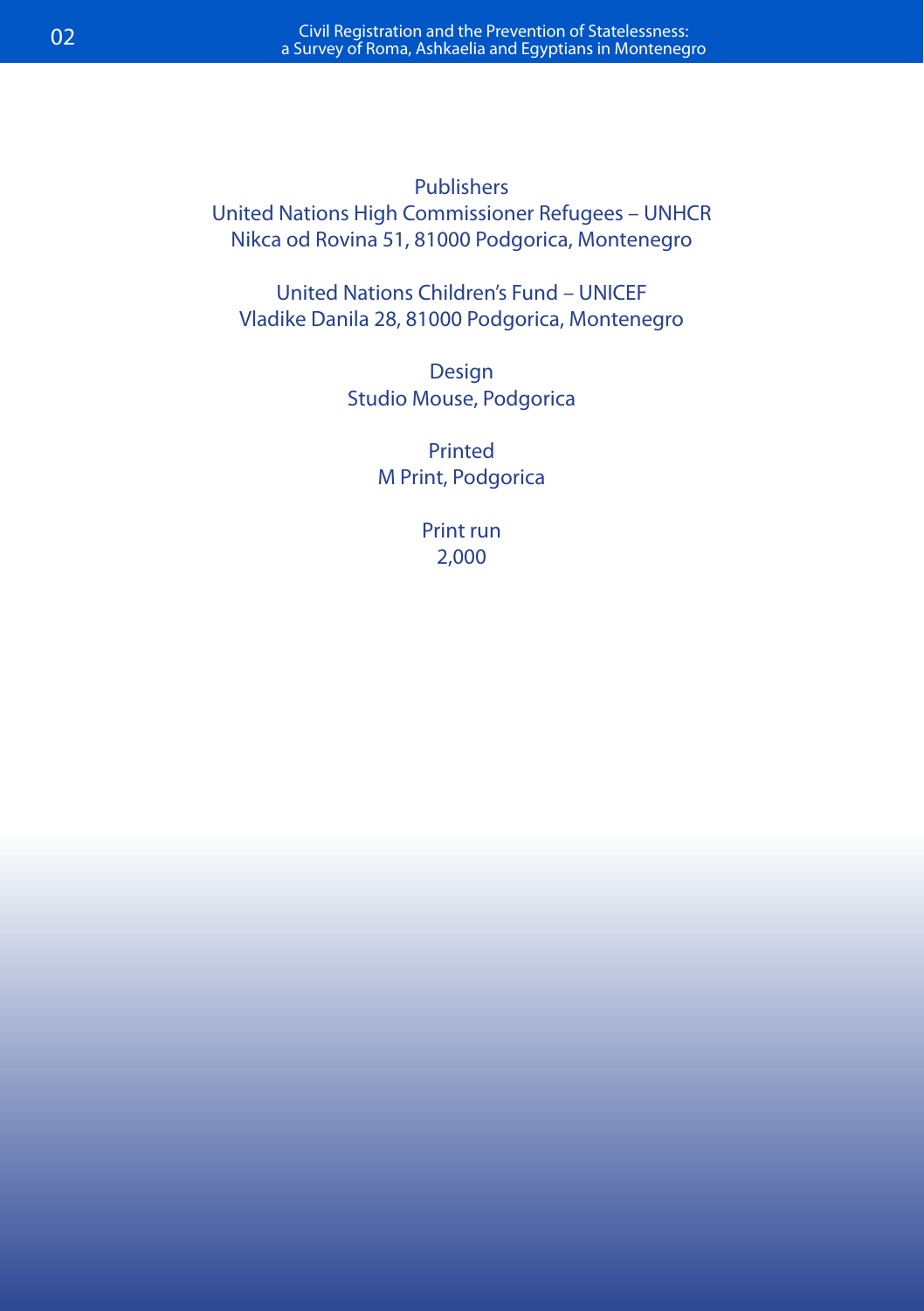Publishers
United Nations High Commissioner Refugees – UNHCR
Nikca od Rovina 51, 81000 Podgorica, Montenegro

United Nations Children's Fund – UNICEF
Vladike Danila 28, 81000 Podgorica, Montenegro

Design
Studio Mouse, Podgorica

Printed
M Print, Podgorica

Print run
2,000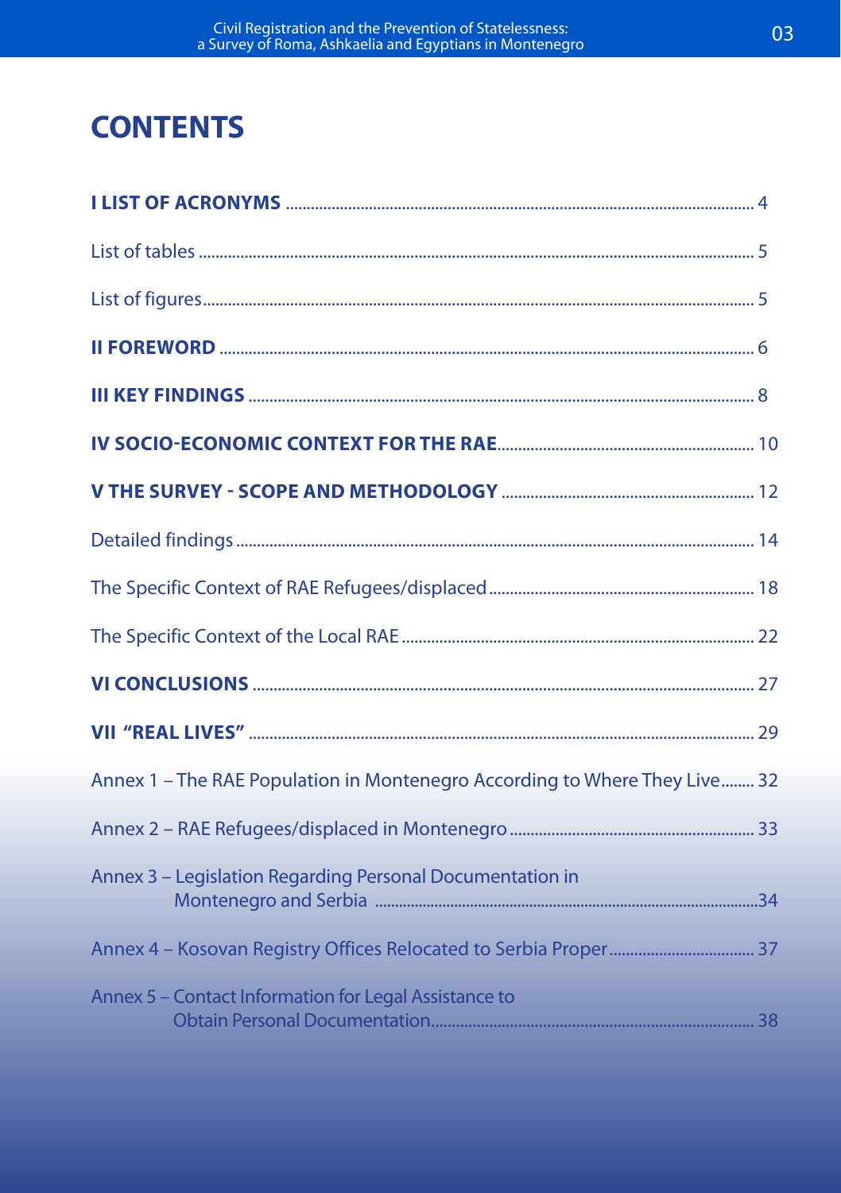# CONTENTS

**I LIST OF ACRONYMS** ........ 4

List of tables ........ 5

List of figures ........ 5

**II FOREWORD** ........ 6

**III KEY FINDINGS** ........ 8

**IV SOCIO-ECONOMIC CONTEXT FOR THE RAE** ........ 10

**V THE SURVEY - SCOPE AND METHODOLOGY** ........ 12

Detailed findings ........ 14

The Specific Context of RAE Refugees/displaced ........ 18

The Specific Context of the Local RAE ........ 22

**VI CONCLUSIONS** ........ 27

**VII "REAL LIVES"** ........ 29

Annex 1 – The RAE Population in Montenegro According to Where They Live ........ 32

Annex 2 – RAE Refugees/displaced in Montenegro ........ 33

Annex 3 – Legislation Regarding Personal Documentation in Montenegro and Serbia ........ 34

Annex 4 – Kosovan Registry Offices Relocated to Serbia Proper ........ 37

Annex 5 – Contact Information for Legal Assistance to Obtain Personal Documentation ........ 38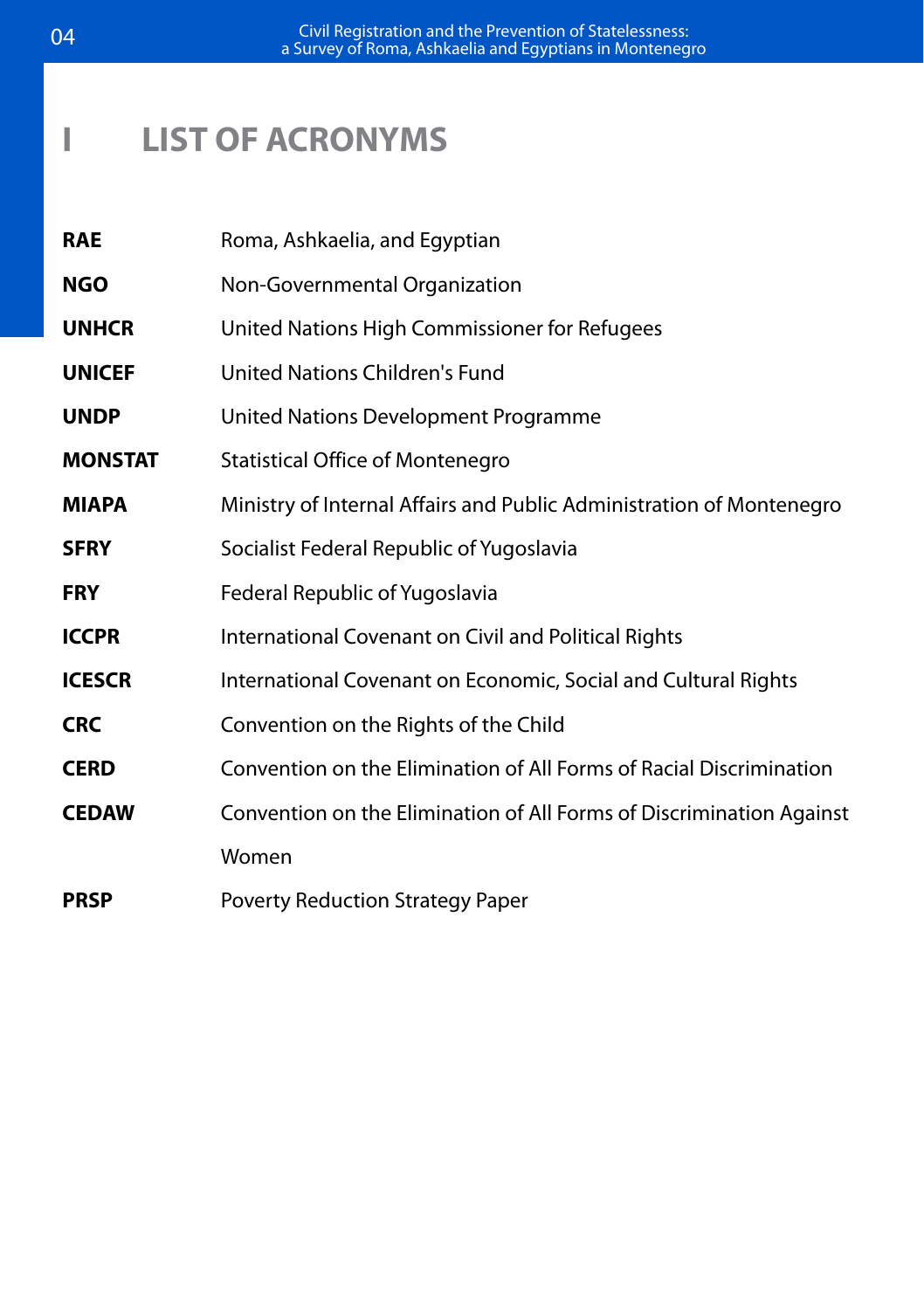# I LIST OF ACRONYMS

| | |
|---|---|
| **RAE** | Roma, Ashkaelia, and Egyptian |
| **NGO** | Non-Governmental Organization |
| **UNHCR** | United Nations High Commissioner for Refugees |
| **UNICEF** | United Nations Children's Fund |
| **UNDP** | United Nations Development Programme |
| **MONSTAT** | Statistical Office of Montenegro |
| **MIAPA** | Ministry of Internal Affairs and Public Administration of Montenegro |
| **SFRY** | Socialist Federal Republic of Yugoslavia |
| **FRY** | Federal Republic of Yugoslavia |
| **ICCPR** | International Covenant on Civil and Political Rights |
| **ICESCR** | International Covenant on Economic, Social and Cultural Rights |
| **CRC** | Convention on the Rights of the Child |
| **CERD** | Convention on the Elimination of All Forms of Racial Discrimination |
| **CEDAW** | Convention on the Elimination of All Forms of Discrimination Against Women |
| **PRSP** | Poverty Reduction Strategy Paper |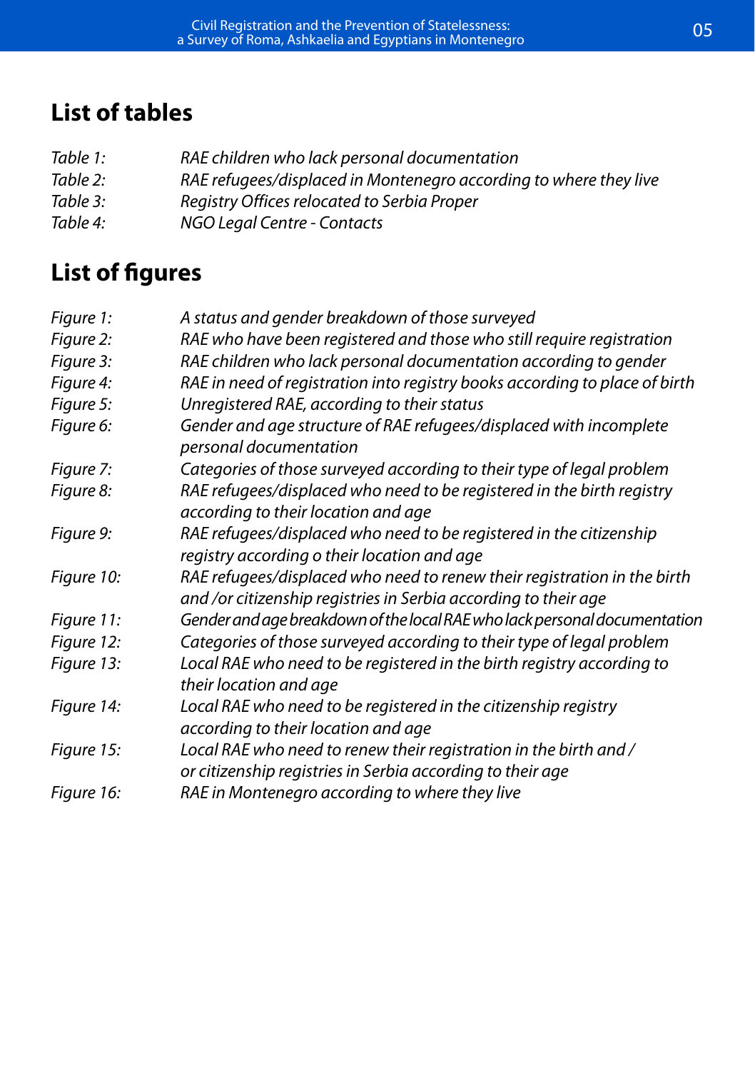## List of tables

*Table 1:* *RAE children who lack personal documentation*
*Table 2:* *RAE refugees/displaced in Montenegro according to where they live*
*Table 3:* *Registry Offices relocated to Serbia Proper*
*Table 4:* *NGO Legal Centre - Contacts*

## List of figures

*Figure 1:* *A status and gender breakdown of those surveyed*
*Figure 2:* *RAE who have been registered and those who still require registration*
*Figure 3:* *RAE children who lack personal documentation according to gender*
*Figure 4:* *RAE in need of registration into registry books according to place of birth*
*Figure 5:* *Unregistered RAE, according to their status*
*Figure 6:* *Gender and age structure of RAE refugees/displaced with incomplete personal documentation*
*Figure 7:* *Categories of those surveyed according to their type of legal problem*
*Figure 8:* *RAE refugees/displaced who need to be registered in the birth registry according to their location and age*
*Figure 9:* *RAE refugees/displaced who need to be registered in the citizenship registry according o their location and age*
*Figure 10:* *RAE refugees/displaced who need to renew their registration in the birth and /or citizenship registries in Serbia according to their age*
*Figure 11:* *Gender and age breakdown of the local RAE who lack personal documentation*
*Figure 12:* *Categories of those surveyed according to their type of legal problem*
*Figure 13:* *Local RAE who need to be registered in the birth registry according to their location and age*
*Figure 14:* *Local RAE who need to be registered in the citizenship registry according to their location and age*
*Figure 15:* *Local RAE who need to renew their registration in the birth and / or citizenship registries in Serbia according to their age*
*Figure 16:* *RAE in Montenegro according to where they live*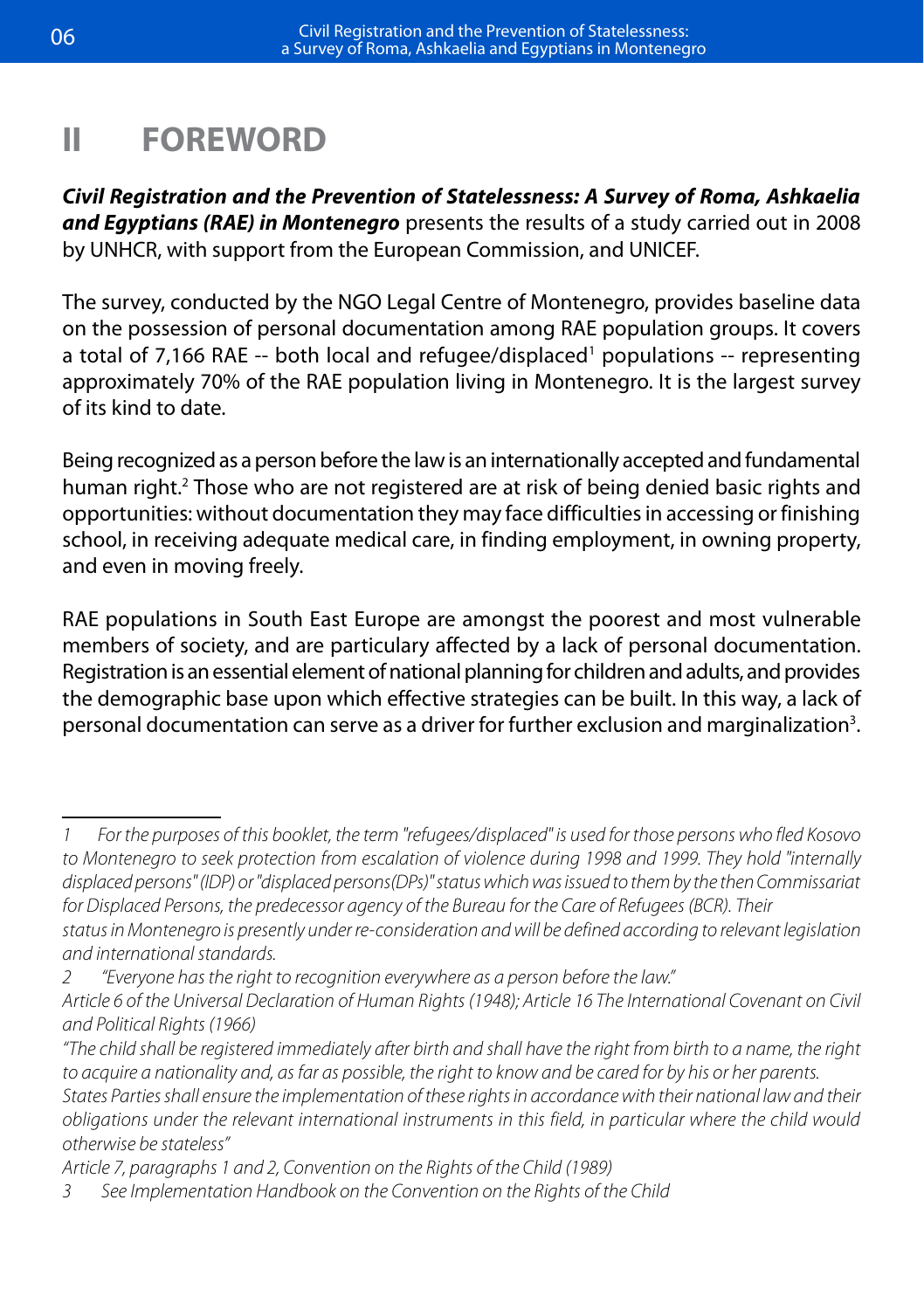# II FOREWORD

***Civil Registration and the Prevention of Statelessness: A Survey of Roma, Ashkaelia and Egyptians (RAE) in Montenegro*** presents the results of a study carried out in 2008 by UNHCR, with support from the European Commission, and UNICEF.

The survey, conducted by the NGO Legal Centre of Montenegro, provides baseline data on the possession of personal documentation among RAE population groups. It covers a total of 7,166 RAE -- both local and refugee/displaced[1] populations -- representing approximately 70% of the RAE population living in Montenegro. It is the largest survey of its kind to date.

Being recognized as a person before the law is an internationally accepted and fundamental human right.[2] Those who are not registered are at risk of being denied basic rights and opportunities: without documentation they may face difficulties in accessing or finishing school, in receiving adequate medical care, in finding employment, in owning property, and even in moving freely.

RAE populations in South East Europe are amongst the poorest and most vulnerable members of society, and are particulary affected by a lack of personal documentation. Registration is an essential element of national planning for children and adults, and provides the demographic base upon which effective strategies can be built. In this way, a lack of personal documentation can serve as a driver for further exclusion and marginalization[3].

---

*1 For the purposes of this booklet, the term "refugees/displaced" is used for those persons who fled Kosovo to Montenegro to seek protection from escalation of violence during 1998 and 1999. They hold "internally displaced persons" (IDP) or "displaced persons(DPs)" status which was issued to them by the then Commissariat for Displaced Persons, the predecessor agency of the Bureau for the Care of Refugees (BCR). Their status in Montenegro is presently under re-consideration and will be defined according to relevant legislation and international standards.*

*2 "Everyone has the right to recognition everywhere as a person before the law."*
*Article 6 of the Universal Declaration of Human Rights (1948); Article 16 The International Covenant on Civil and Political Rights (1966)*
*"The child shall be registered immediately after birth and shall have the right from birth to a name, the right to acquire a nationality and, as far as possible, the right to know and be cared for by his or her parents. States Parties shall ensure the implementation of these rights in accordance with their national law and their obligations under the relevant international instruments in this field, in particular where the child would otherwise be stateless"*
*Article 7, paragraphs 1 and 2, Convention on the Rights of the Child (1989)*

*3 See Implementation Handbook on the Convention on the Rights of the Child*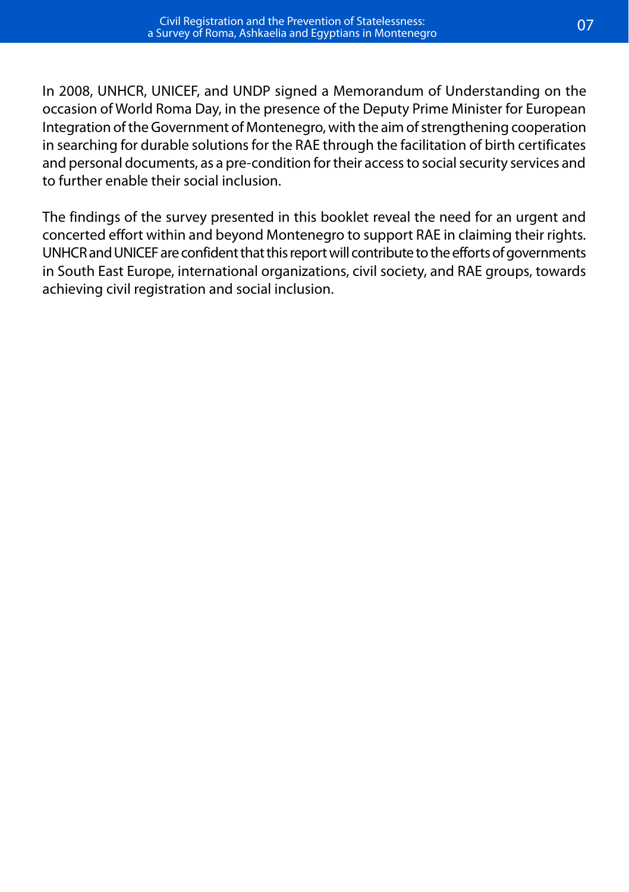In 2008, UNHCR, UNICEF, and UNDP signed a Memorandum of Understanding on the occasion of World Roma Day, in the presence of the Deputy Prime Minister for European Integration of the Government of Montenegro, with the aim of strengthening cooperation in searching for durable solutions for the RAE through the facilitation of birth certificates and personal documents, as a pre-condition for their access to social security services and to further enable their social inclusion.

The findings of the survey presented in this booklet reveal the need for an urgent and concerted effort within and beyond Montenegro to support RAE in claiming their rights. UNHCR and UNICEF are confident that this report will contribute to the efforts of governments in South East Europe, international organizations, civil society, and RAE groups, towards achieving civil registration and social inclusion.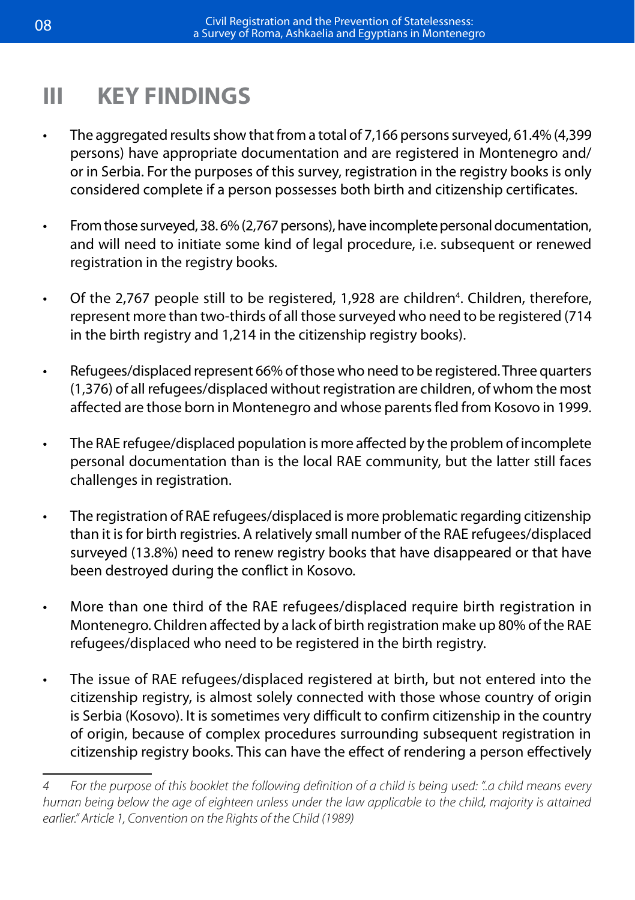# III KEY FINDINGS

- The aggregated results show that from a total of 7,166 persons surveyed, 61.4% (4,399 persons) have appropriate documentation and are registered in Montenegro and/or in Serbia. For the purposes of this survey, registration in the registry books is only considered complete if a person possesses both birth and citizenship certificates.

- From those surveyed, 38.6% (2,767 persons), have incomplete personal documentation, and will need to initiate some kind of legal procedure, i.e. subsequent or renewed registration in the registry books.

- Of the 2,767 people still to be registered, 1,928 are children[4]. Children, therefore, represent more than two-thirds of all those surveyed who need to be registered (714 in the birth registry and 1,214 in the citizenship registry books).

- Refugees/displaced represent 66% of those who need to be registered. Three quarters (1,376) of all refugees/displaced without registration are children, of whom the most affected are those born in Montenegro and whose parents fled from Kosovo in 1999.

- The RAE refugee/displaced population is more affected by the problem of incomplete personal documentation than is the local RAE community, but the latter still faces challenges in registration.

- The registration of RAE refugees/displaced is more problematic regarding citizenship than it is for birth registries. A relatively small number of the RAE refugees/displaced surveyed (13.8%) need to renew registry books that have disappeared or that have been destroyed during the conflict in Kosovo.

- More than one third of the RAE refugees/displaced require birth registration in Montenegro. Children affected by a lack of birth registration make up 80% of the RAE refugees/displaced who need to be registered in the birth registry.

- The issue of RAE refugees/displaced registered at birth, but not entered into the citizenship registry, is almost solely connected with those whose country of origin is Serbia (Kosovo). It is sometimes very difficult to confirm citizenship in the country of origin, because of complex procedures surrounding subsequent registration in citizenship registry books. This can have the effect of rendering a person effectively

---

4 *For the purpose of this booklet the following definition of a child is being used: "..a child means every human being below the age of eighteen unless under the law applicable to the child, majority is attained earlier." Article 1, Convention on the Rights of the Child (1989)*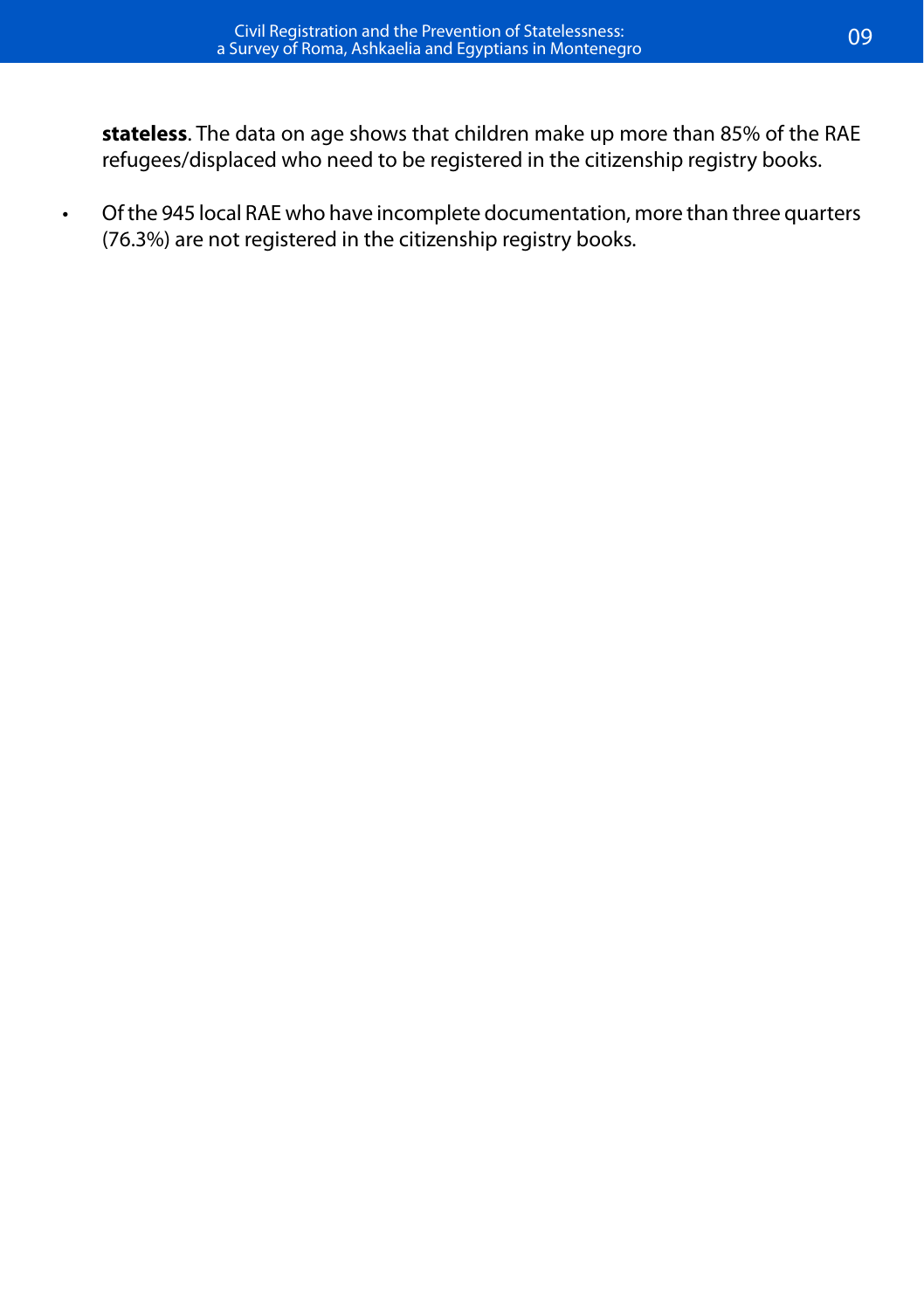**stateless**. The data on age shows that children make up more than 85% of the RAE refugees/displaced who need to be registered in the citizenship registry books.

- Of the 945 local RAE who have incomplete documentation, more than three quarters (76.3%) are not registered in the citizenship registry books.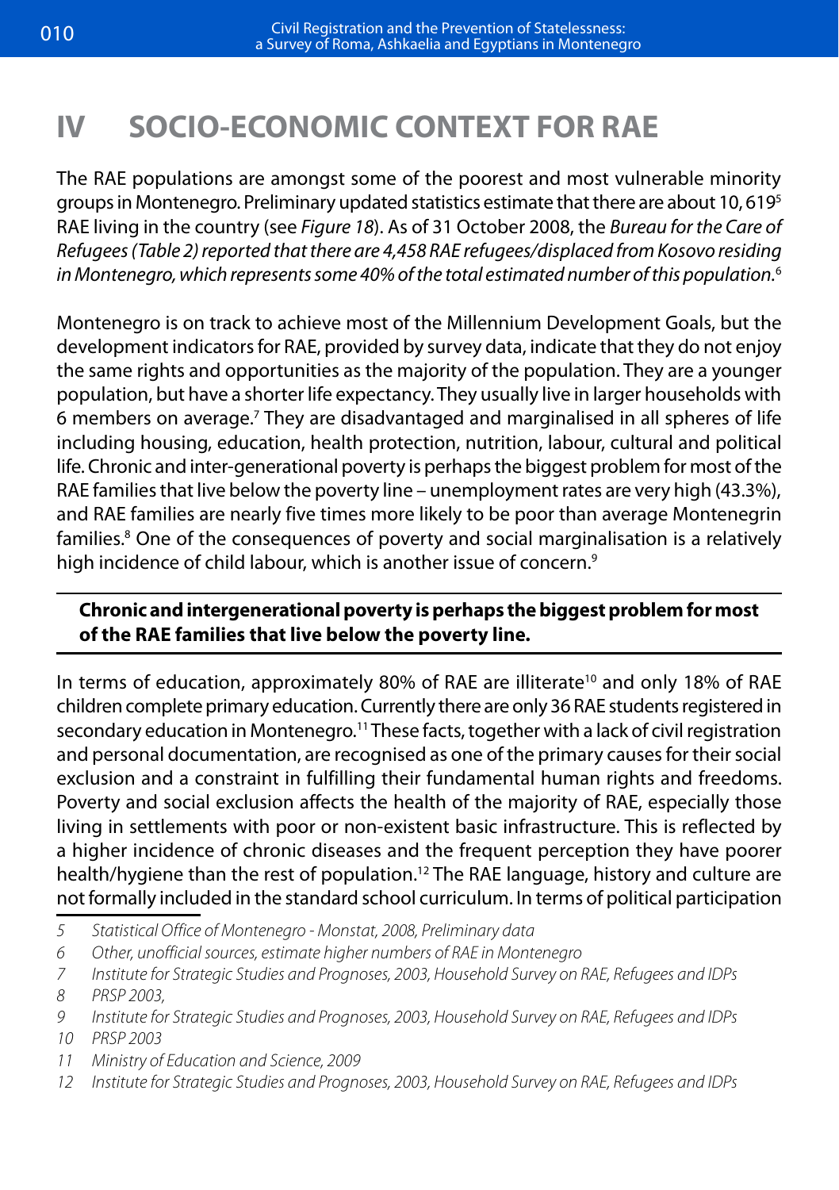# IV SOCIO-ECONOMIC CONTEXT FOR RAE

The RAE populations are amongst some of the poorest and most vulnerable minority groups in Montenegro. Preliminary updated statistics estimate that there are about 10, 619[5] RAE living in the country (see *Figure 18*). As of 31 October 2008, the *Bureau for the Care of Refugees (Table 2) reported that there are 4,458 RAE refugees/displaced from Kosovo residing in Montenegro, which represents some 40% of the total estimated number of this population.*[6]

Montenegro is on track to achieve most of the Millennium Development Goals, but the development indicators for RAE, provided by survey data, indicate that they do not enjoy the same rights and opportunities as the majority of the population. They are a younger population, but have a shorter life expectancy. They usually live in larger households with 6 members on average.[7] They are disadvantaged and marginalised in all spheres of life including housing, education, health protection, nutrition, labour, cultural and political life. Chronic and inter-generational poverty is perhaps the biggest problem for most of the RAE families that live below the poverty line – unemployment rates are very high (43.3%), and RAE families are nearly five times more likely to be poor than average Montenegrin families.[8] One of the consequences of poverty and social marginalisation is a relatively high incidence of child labour, which is another issue of concern.[9]

**Chronic and intergenerational poverty is perhaps the biggest problem for most of the RAE families that live below the poverty line.**

In terms of education, approximately 80% of RAE are illiterate[10] and only 18% of RAE children complete primary education. Currently there are only 36 RAE students registered in secondary education in Montenegro.[11] These facts, together with a lack of civil registration and personal documentation, are recognised as one of the primary causes for their social exclusion and a constraint in fulfilling their fundamental human rights and freedoms. Poverty and social exclusion affects the health of the majority of RAE, especially those living in settlements with poor or non-existent basic infrastructure. This is reflected by a higher incidence of chronic diseases and the frequent perception they have poorer health/hygiene than the rest of population.[12] The RAE language, history and culture are not formally included in the standard school curriculum. In terms of political participation

---

5 *Statistical Office of Montenegro - Monstat, 2008, Preliminary data*

6 *Other, unofficial sources, estimate higher numbers of RAE in Montenegro*

7 *Institute for Strategic Studies and Prognoses, 2003, Household Survey on RAE, Refugees and IDPs*

8 *PRSP 2003,*

9 *Institute for Strategic Studies and Prognoses, 2003, Household Survey on RAE, Refugees and IDPs*

10 *PRSP 2003*

11 *Ministry of Education and Science, 2009*

12 *Institute for Strategic Studies and Prognoses, 2003, Household Survey on RAE, Refugees and IDPs*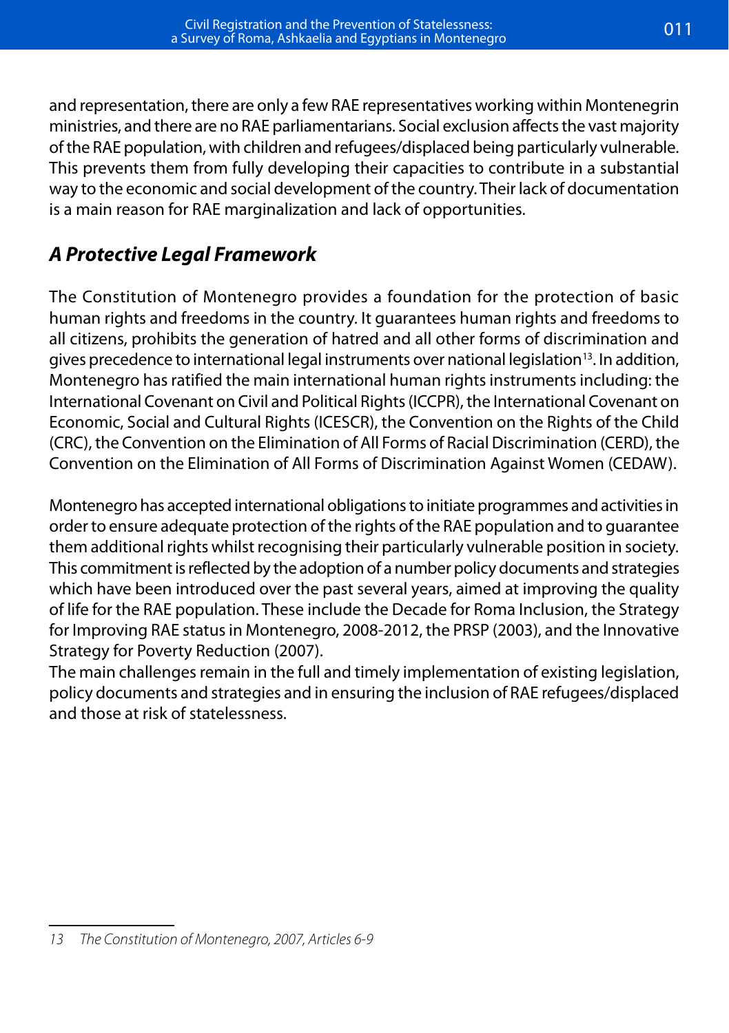and representation, there are only a few RAE representatives working within Montenegrin ministries, and there are no RAE parliamentarians. Social exclusion affects the vast majority of the RAE population, with children and refugees/displaced being particularly vulnerable. This prevents them from fully developing their capacities to contribute in a substantial way to the economic and social development of the country. Their lack of documentation is a main reason for RAE marginalization and lack of opportunities.

## *A Protective Legal Framework*

The Constitution of Montenegro provides a foundation for the protection of basic human rights and freedoms in the country. It guarantees human rights and freedoms to all citizens, prohibits the generation of hatred and all other forms of discrimination and gives precedence to international legal instruments over national legislation[13]. In addition, Montenegro has ratified the main international human rights instruments including: the International Covenant on Civil and Political Rights (ICCPR), the International Covenant on Economic, Social and Cultural Rights (ICESCR), the Convention on the Rights of the Child (CRC), the Convention on the Elimination of All Forms of Racial Discrimination (CERD), the Convention on the Elimination of All Forms of Discrimination Against Women (CEDAW).

Montenegro has accepted international obligations to initiate programmes and activities in order to ensure adequate protection of the rights of the RAE population and to guarantee them additional rights whilst recognising their particularly vulnerable position in society. This commitment is reflected by the adoption of a number policy documents and strategies which have been introduced over the past several years, aimed at improving the quality of life for the RAE population. These include the Decade for Roma Inclusion, the Strategy for Improving RAE status in Montenegro, 2008-2012, the PRSP (2003), and the Innovative Strategy for Poverty Reduction (2007).
The main challenges remain in the full and timely implementation of existing legislation, policy documents and strategies and in ensuring the inclusion of RAE refugees/displaced and those at risk of statelessness.

---

*13 The Constitution of Montenegro, 2007, Articles 6-9*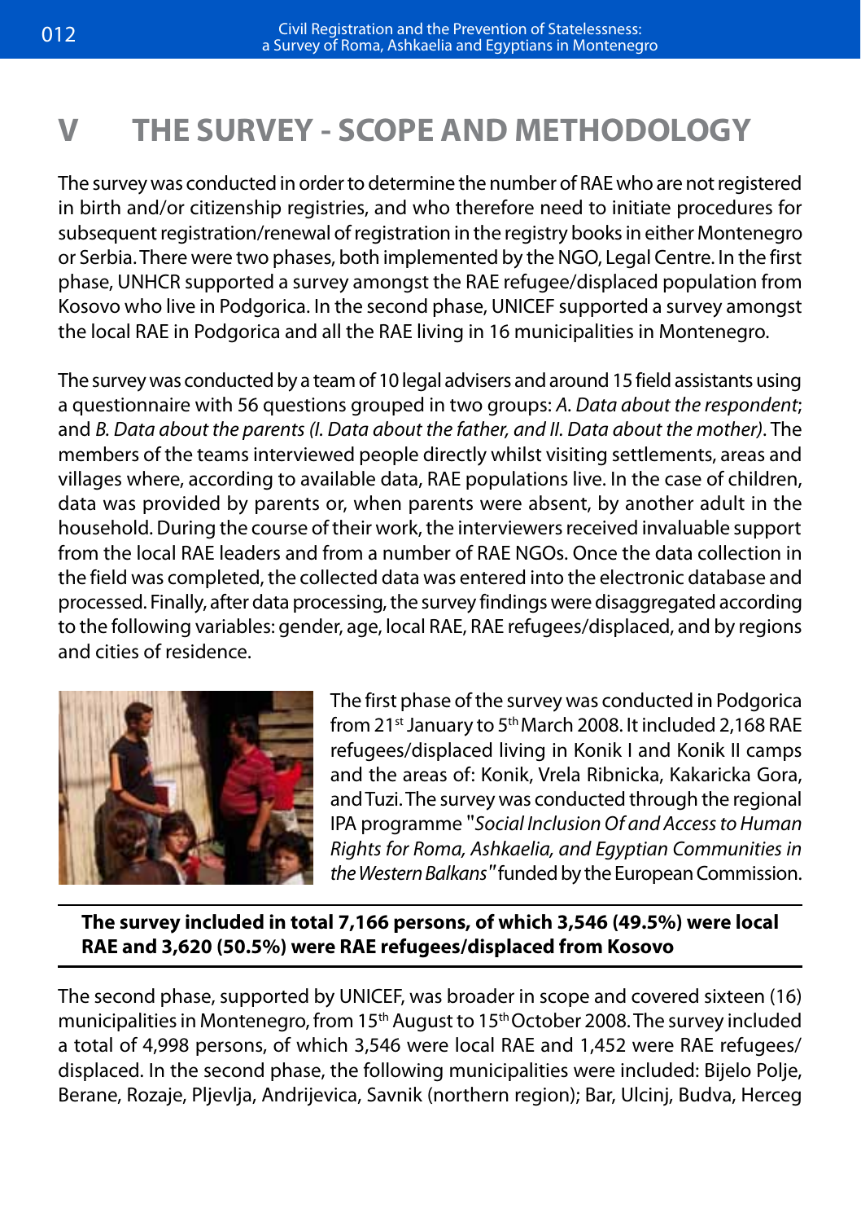# V THE SURVEY - SCOPE AND METHODOLOGY

The survey was conducted in order to determine the number of RAE who are not registered in birth and/or citizenship registries, and who therefore need to initiate procedures for subsequent registration/renewal of registration in the registry books in either Montenegro or Serbia. There were two phases, both implemented by the NGO, Legal Centre. In the first phase, UNHCR supported a survey amongst the RAE refugee/displaced population from Kosovo who live in Podgorica. In the second phase, UNICEF supported a survey amongst the local RAE in Podgorica and all the RAE living in 16 municipalities in Montenegro.

The survey was conducted by a team of 10 legal advisers and around 15 field assistants using a questionnaire with 56 questions grouped in two groups: *A. Data about the respondent*; and *B. Data about the parents (I. Data about the father, and II. Data about the mother)*. The members of the teams interviewed people directly whilst visiting settlements, areas and villages where, according to available data, RAE populations live. In the case of children, data was provided by parents or, when parents were absent, by another adult in the household. During the course of their work, the interviewers received invaluable support from the local RAE leaders and from a number of RAE NGOs. Once the data collection in the field was completed, the collected data was entered into the electronic database and processed. Finally, after data processing, the survey findings were disaggregated according to the following variables: gender, age, local RAE, RAE refugees/displaced, and by regions and cities of residence.

The first phase of the survey was conducted in Podgorica from 21st January to 5th March 2008. It included 2,168 RAE refugees/displaced living in Konik I and Konik II camps and the areas of: Konik, Vrela Ribnicka, Kakaricka Gora, and Tuzi. The survey was conducted through the regional IPA programme "*Social Inclusion Of and Access to Human Rights for Roma, Ashkaelia, and Egyptian Communities in the Western Balkans*" funded by the European Commission.

**The survey included in total 7,166 persons, of which 3,546 (49.5%) were local RAE and 3,620 (50.5%) were RAE refugees/displaced from Kosovo**

The second phase, supported by UNICEF, was broader in scope and covered sixteen (16) municipalities in Montenegro, from 15th August to 15th October 2008. The survey included a total of 4,998 persons, of which 3,546 were local RAE and 1,452 were RAE refugees/displaced. In the second phase, the following municipalities were included: Bijelo Polje, Berane, Rozaje, Pljevlja, Andrijevica, Savnik (northern region); Bar, Ulcinj, Budva, Herceg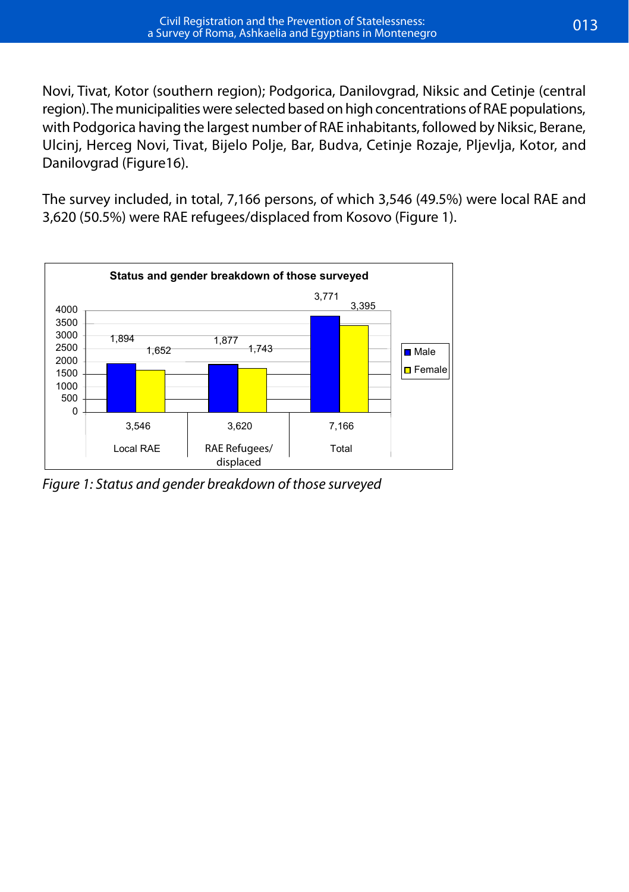Novi, Tivat, Kotor (southern region); Podgorica, Danilovgrad, Niksic and Cetinje (central region). The municipalities were selected based on high concentrations of RAE populations, with Podgorica having the largest number of RAE inhabitants, followed by Niksic, Berane, Ulcinj, Herceg Novi, Tivat, Bijelo Polje, Bar, Budva, Cetinje Rozaje, Pljevlja, Kotor, and Danilovgrad (Figure16).

The survey included, in total, 7,166 persons, of which 3,546 (49.5%) were local RAE and 3,620 (50.5%) were RAE refugees/displaced from Kosovo (Figure 1).

**Status and gender breakdown of those surveyed**

| | Local RAE | RAE Refugees/ displaced | Total |
|---|---|---|---|
| Male | 1,894 | 1,877 | 3,771 |
| Female | 1,652 | 1,743 | 3,395 |
| Total | 3,546 | 3,620 | 7,166 |

*Figure 1: Status and gender breakdown of those surveyed*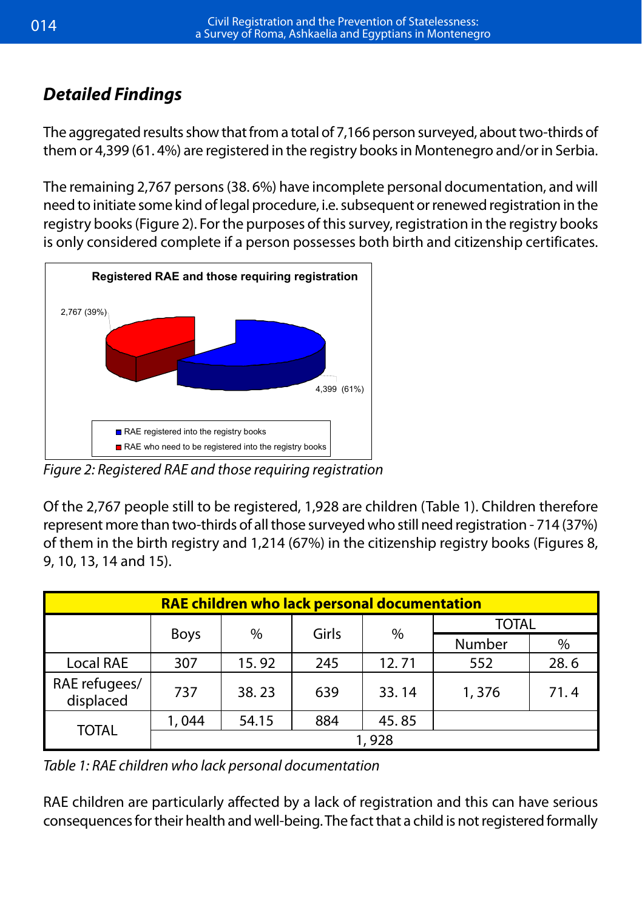## Detailed Findings

The aggregated results show that from a total of 7,166 person surveyed, about two-thirds of them or 4,399 (61. 4%) are registered in the registry books in Montenegro and/or in Serbia.

The remaining 2,767 persons (38. 6%) have incomplete personal documentation, and will need to initiate some kind of legal procedure, i.e. subsequent or renewed registration in the registry books (Figure 2). For the purposes of this survey, registration in the registry books is only considered complete if a person possesses both birth and citizenship certificates.

**Registered RAE and those requiring registration**

2,767 (39%)

4,399 (61%)

- RAE registered into the registry books
- RAE who need to be registered into the registry books

*Figure 2: Registered RAE and those requiring registration*

Of the 2,767 people still to be registered, 1,928 are children (Table 1). Children therefore represent more than two-thirds of all those surveyed who still need registration - 714 (37%) of them in the birth registry and 1,214 (67%) in the citizenship registry books (Figures 8, 9, 10, 13, 14 and 15).

| RAE children who lack personal documentation | | | | | | |
|---|---|---|---|---|---|---|
| | Boys | % | Girls | % | TOTAL | |
| | | | | | Number | % |
| Local RAE | 307 | 15. 92 | 245 | 12. 71 | 552 | 28. 6 |
| RAE refugees/ displaced | 737 | 38. 23 | 639 | 33. 14 | 1, 376 | 71. 4 |
| TOTAL | 1, 044 | 54.15 | 884 | 45. 85 | | |
| | 1, 928 | | | | | |

*Table 1: RAE children who lack personal documentation*

RAE children are particularly affected by a lack of registration and this can have serious consequences for their health and well-being. The fact that a child is not registered formally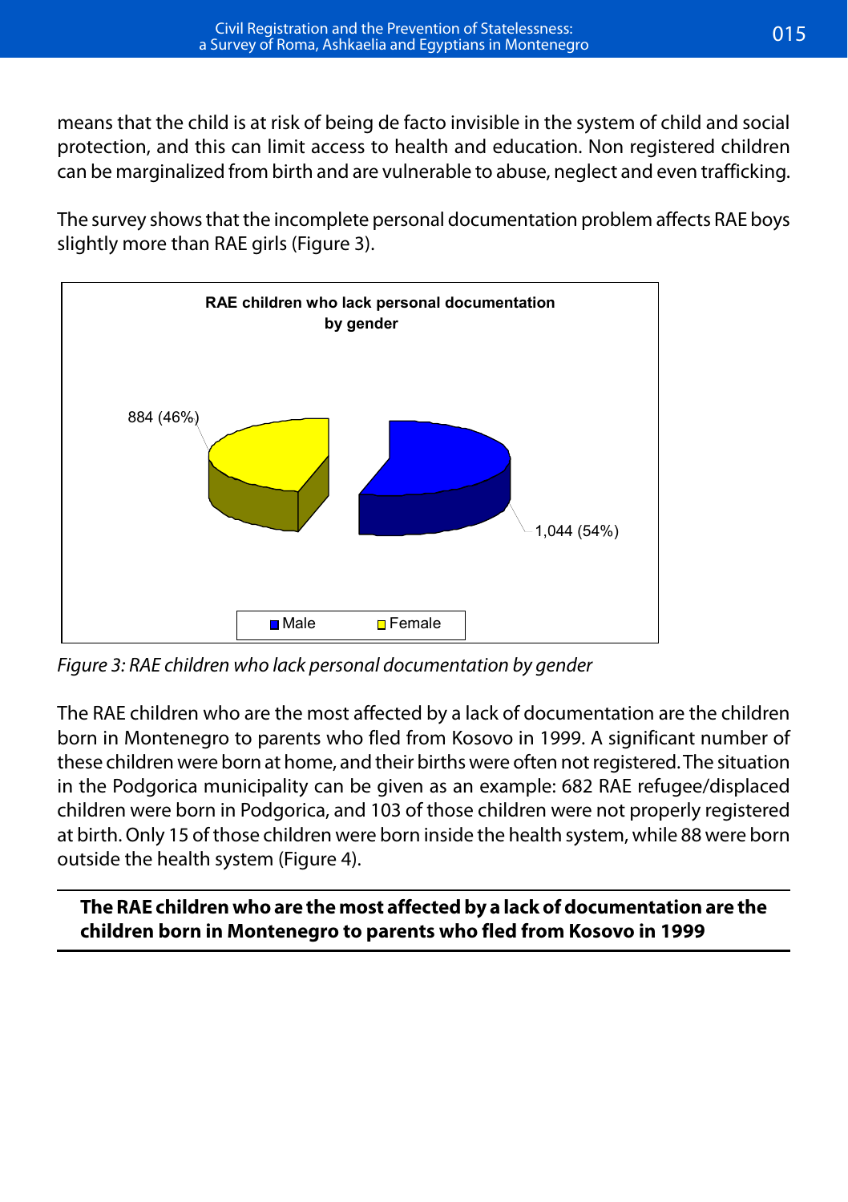means that the child is at risk of being de facto invisible in the system of child and social protection, and this can limit access to health and education. Non registered children can be marginalized from birth and are vulnerable to abuse, neglect and even trafficking.

The survey shows that the incomplete personal documentation problem affects RAE boys slightly more than RAE girls (Figure 3).

**RAE children who lack personal documentation by gender**

884 (46%)

1,044 (54%)

Male   Female

*Figure 3: RAE children who lack personal documentation by gender*

The RAE children who are the most affected by a lack of documentation are the children born in Montenegro to parents who fled from Kosovo in 1999. A significant number of these children were born at home, and their births were often not registered. The situation in the Podgorica municipality can be given as an example: 682 RAE refugee/displaced children were born in Podgorica, and 103 of those children were not properly registered at birth. Only 15 of those children were born inside the health system, while 88 were born outside the health system (Figure 4).

---

**The RAE children who are the most affected by a lack of documentation are the children born in Montenegro to parents who fled from Kosovo in 1999**

---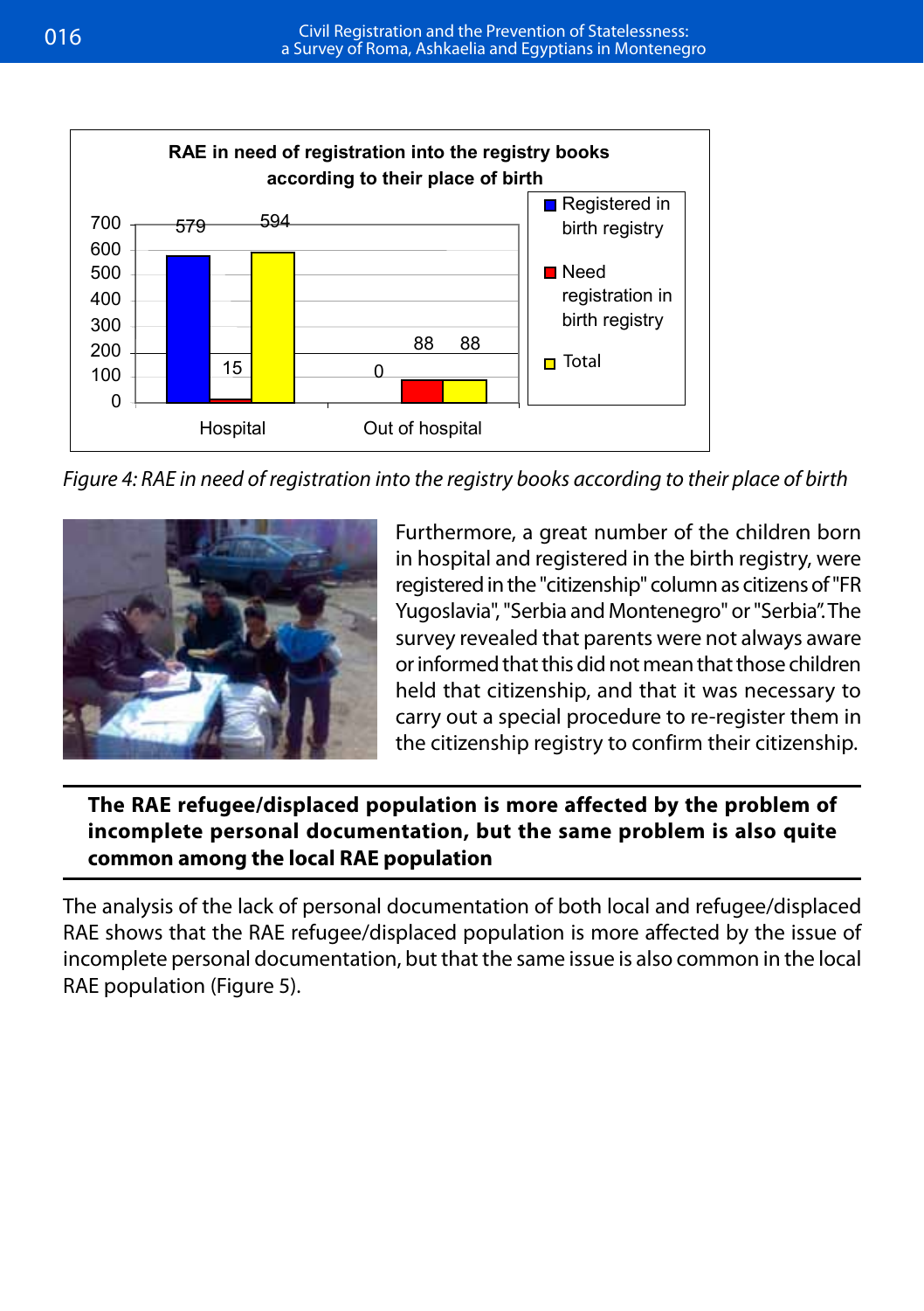**RAE in need of registration into the registry books according to their place of birth**

| | Registered in birth registry | Need registration in birth registry | Total |
|---|---|---|---|
| Hospital | 579 | 15 | 594 |
| Out of hospital | 0 | 88 | 88 |

*Figure 4: RAE in need of registration into the registry books according to their place of birth*

Furthermore, a great number of the children born in hospital and registered in the birth registry, were registered in the "citizenship" column as citizens of "FR Yugoslavia", "Serbia and Montenegro" or "Serbia". The survey revealed that parents were not always aware or informed that this did not mean that those children held that citizenship, and that it was necessary to carry out a special procedure to re-register them in the citizenship registry to confirm their citizenship.

**The RAE refugee/displaced population is more affected by the problem of incomplete personal documentation, but the same problem is also quite common among the local RAE population**

The analysis of the lack of personal documentation of both local and refugee/displaced RAE shows that the RAE refugee/displaced population is more affected by the issue of incomplete personal documentation, but that the same issue is also common in the local RAE population (Figure 5).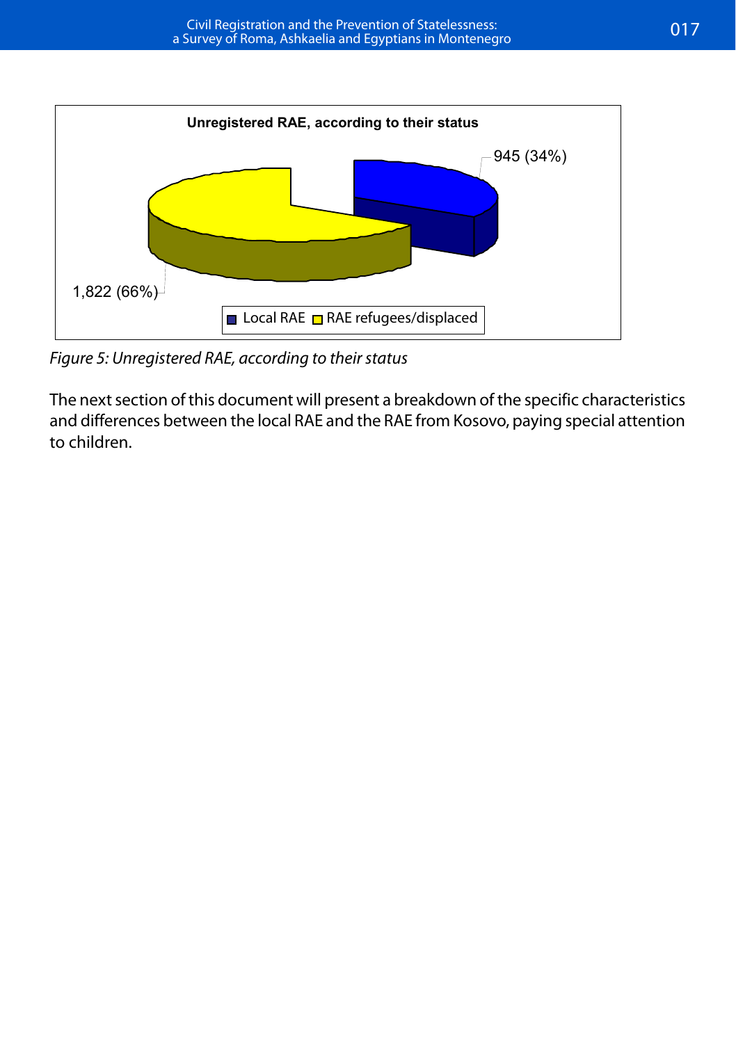**Unregistered RAE, according to their status**

945 (34%)

1,822 (66%)

Local RAE   RAE refugees/displaced

*Figure 5: Unregistered RAE, according to their status*

The next section of this document will present a breakdown of the specific characteristics and differences between the local RAE and the RAE from Kosovo, paying special attention to children.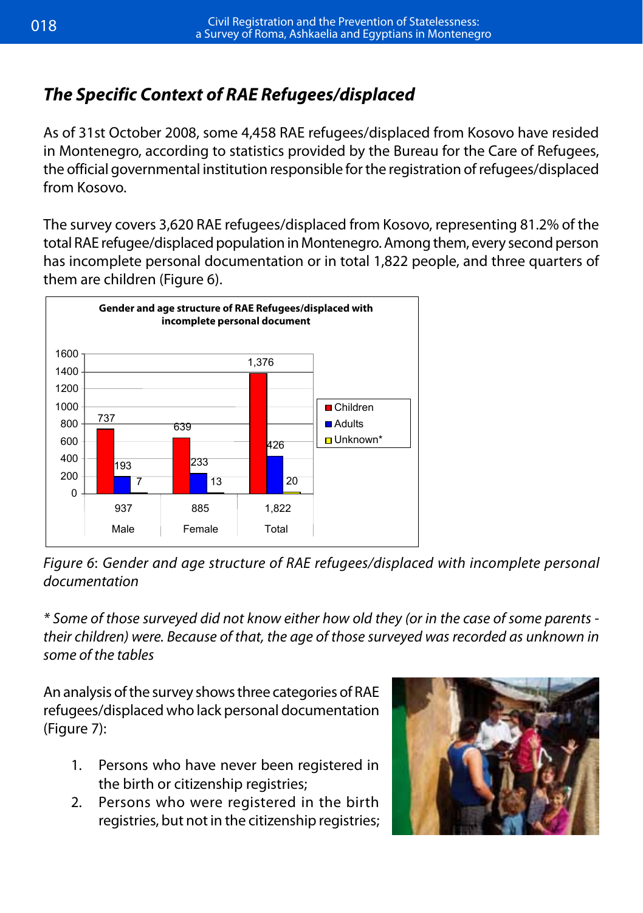## *The Specific Context of RAE Refugees/displaced*

As of 31st October 2008, some 4,458 RAE refugees/displaced from Kosovo have resided in Montenegro, according to statistics provided by the Bureau for the Care of Refugees, the official governmental institution responsible for the registration of refugees/displaced from Kosovo.

The survey covers 3,620 RAE refugees/displaced from Kosovo, representing 81.2% of the total RAE refugee/displaced population in Montenegro. Among them, every second person has incomplete personal documentation or in total 1,822 people, and three quarters of them are children (Figure 6).

**Gender and age structure of RAE Refugees/displaced with incomplete personal document**

| | Male | Female | Total |
|---|---|---|---|
| Children | 737 | 639 | 1,376 |
| Adults | 193 | 233 | 426 |
| Unknown* | 7 | 13 | 20 |
| Total | 937 | 885 | 1,822 |

*Figure 6: Gender and age structure of RAE refugees/displaced with incomplete personal documentation*

*\* Some of those surveyed did not know either how old they (or in the case of some parents - their children) were. Because of that, the age of those surveyed was recorded as unknown in some of the tables*

An analysis of the survey shows three categories of RAE refugees/displaced who lack personal documentation (Figure 7):

1. Persons who have never been registered in the birth or citizenship registries;
2. Persons who were registered in the birth registries, but not in the citizenship registries;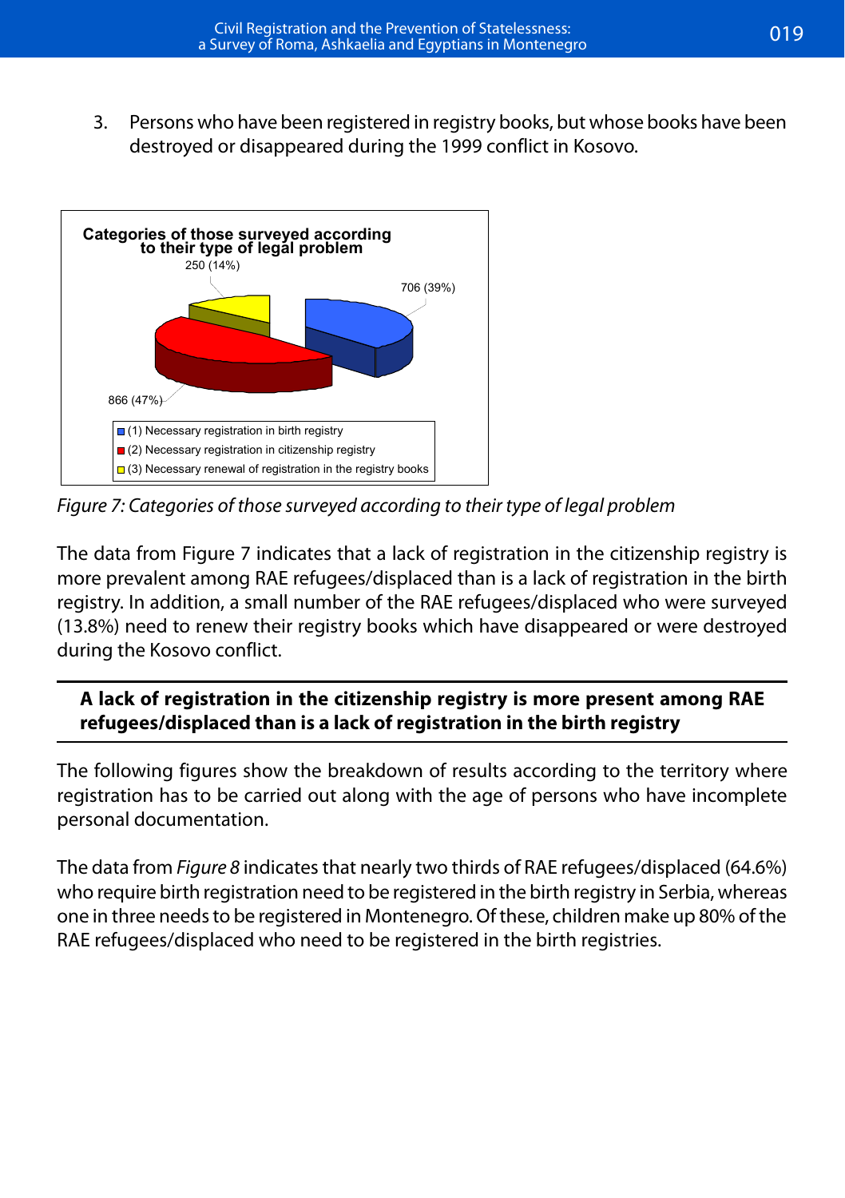3. Persons who have been registered in registry books, but whose books have been destroyed or disappeared during the 1999 conflict in Kosovo.

Categories of those surveyed according to their type of legal problem

250 (14%)

706 (39%)

866 (47%)

(1) Necessary registration in birth registry
(2) Necessary registration in citizenship registry
(3) Necessary renewal of registration in the registry books

*Figure 7: Categories of those surveyed according to their type of legal problem*

The data from Figure 7 indicates that a lack of registration in the citizenship registry is more prevalent among RAE refugees/displaced than is a lack of registration in the birth registry. In addition, a small number of the RAE refugees/displaced who were surveyed (13.8%) need to renew their registry books which have disappeared or were destroyed during the Kosovo conflict.

**A lack of registration in the citizenship registry is more present among RAE refugees/displaced than is a lack of registration in the birth registry**

The following figures show the breakdown of results according to the territory where registration has to be carried out along with the age of persons who have incomplete personal documentation.

The data from *Figure 8* indicates that nearly two thirds of RAE refugees/displaced (64.6%) who require birth registration need to be registered in the birth registry in Serbia, whereas one in three needs to be registered in Montenegro. Of these, children make up 80% of the RAE refugees/displaced who need to be registered in the birth registries.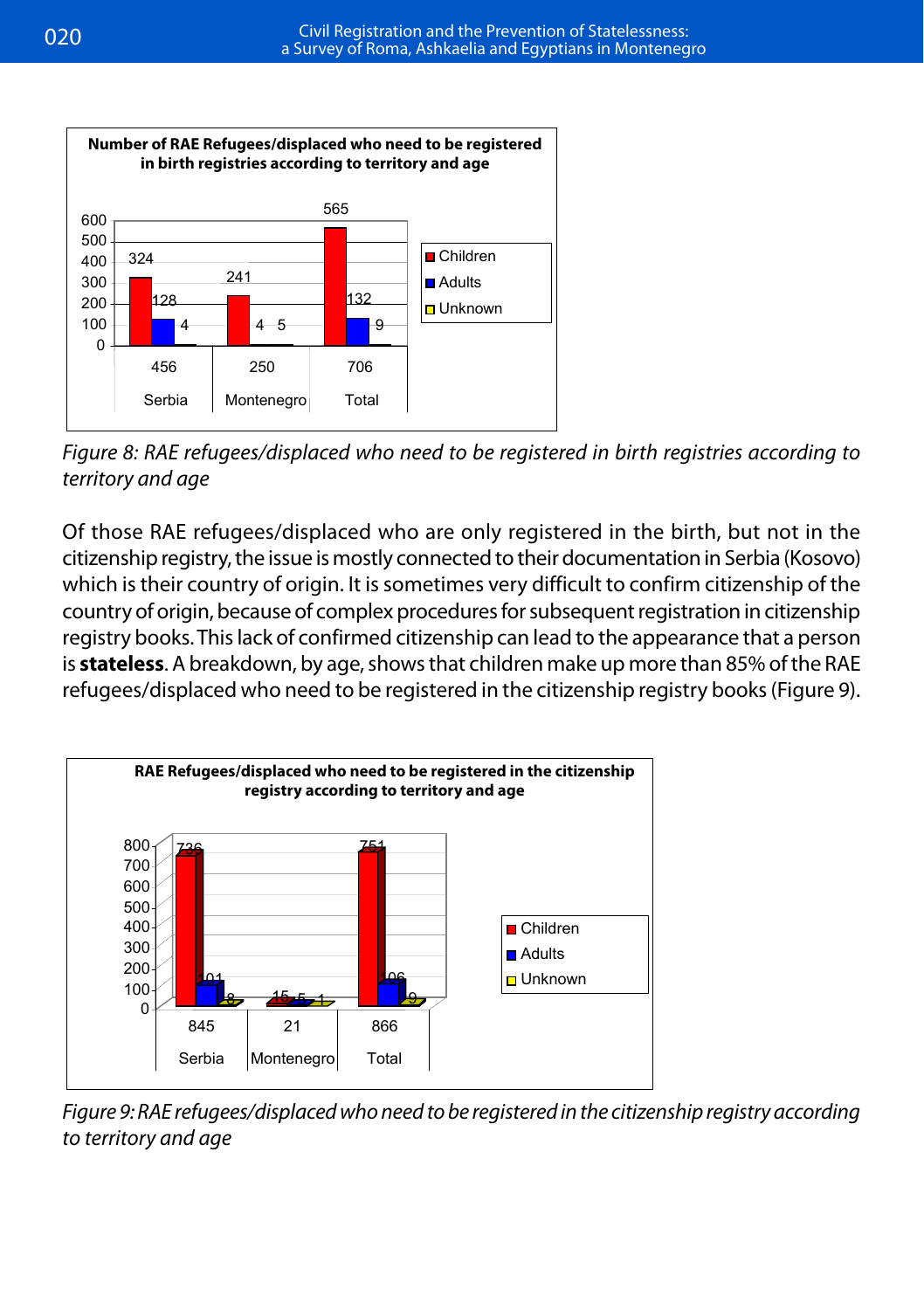**Number of RAE Refugees/displaced who need to be registered in birth registries according to territory and age**

| | Serbia | Montenegro | Total |
|---|---|---|---|
| Children | 324 | 241 | 565 |
| Adults | 128 | 4 | 132 |
| Unknown | 4 | 5 | 9 |
| | 456 | 250 | 706 |

*Figure 8: RAE refugees/displaced who need to be registered in birth registries according to territory and age*

Of those RAE refugees/displaced who are only registered in the birth, but not in the citizenship registry, the issue is mostly connected to their documentation in Serbia (Kosovo) which is their country of origin. It is sometimes very difficult to confirm citizenship of the country of origin, because of complex procedures for subsequent registration in citizenship registry books. This lack of confirmed citizenship can lead to the appearance that a person is **stateless**. A breakdown, by age, shows that children make up more than 85% of the RAE refugees/displaced who need to be registered in the citizenship registry books (Figure 9).

**RAE Refugees/displaced who need to be registered in the citizenship registry according to territory and age**

| | Serbia | Montenegro | Total |
|---|---|---|---|
| Children | 736 | 15 | 751 |
| Adults | 101 | 5 | 106 |
| Unknown | 8 | 1 | 9 |
| | 845 | 21 | 866 |

*Figure 9: RAE refugees/displaced who need to be registered in the citizenship registry according to territory and age*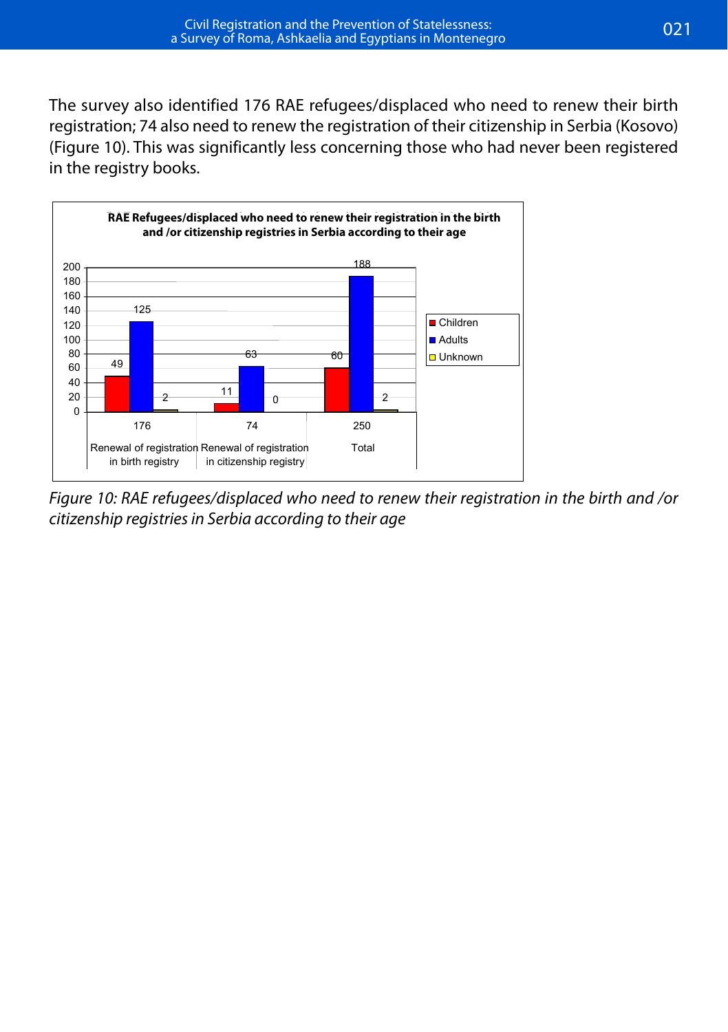The survey also identified 176 RAE refugees/displaced who need to renew their birth registration; 74 also need to renew the registration of their citizenship in Serbia (Kosovo) (Figure 10). This was significantly less concerning those who had never been registered in the registry books.

**RAE Refugees/displaced who need to renew their registration in the birth and /or citizenship registries in Serbia according to their age**

| | Children | Adults | Unknown | Total |
|---|---|---|---|---|
| Renewal of registration in birth registry | 49 | 125 | 2 | 176 |
| Renewal of registration in citizenship registry | 11 | 63 | 0 | 74 |
| Total | 60 | 188 | 2 | 250 |

*Figure 10: RAE refugees/displaced who need to renew their registration in the birth and /or citizenship registries in Serbia according to their age*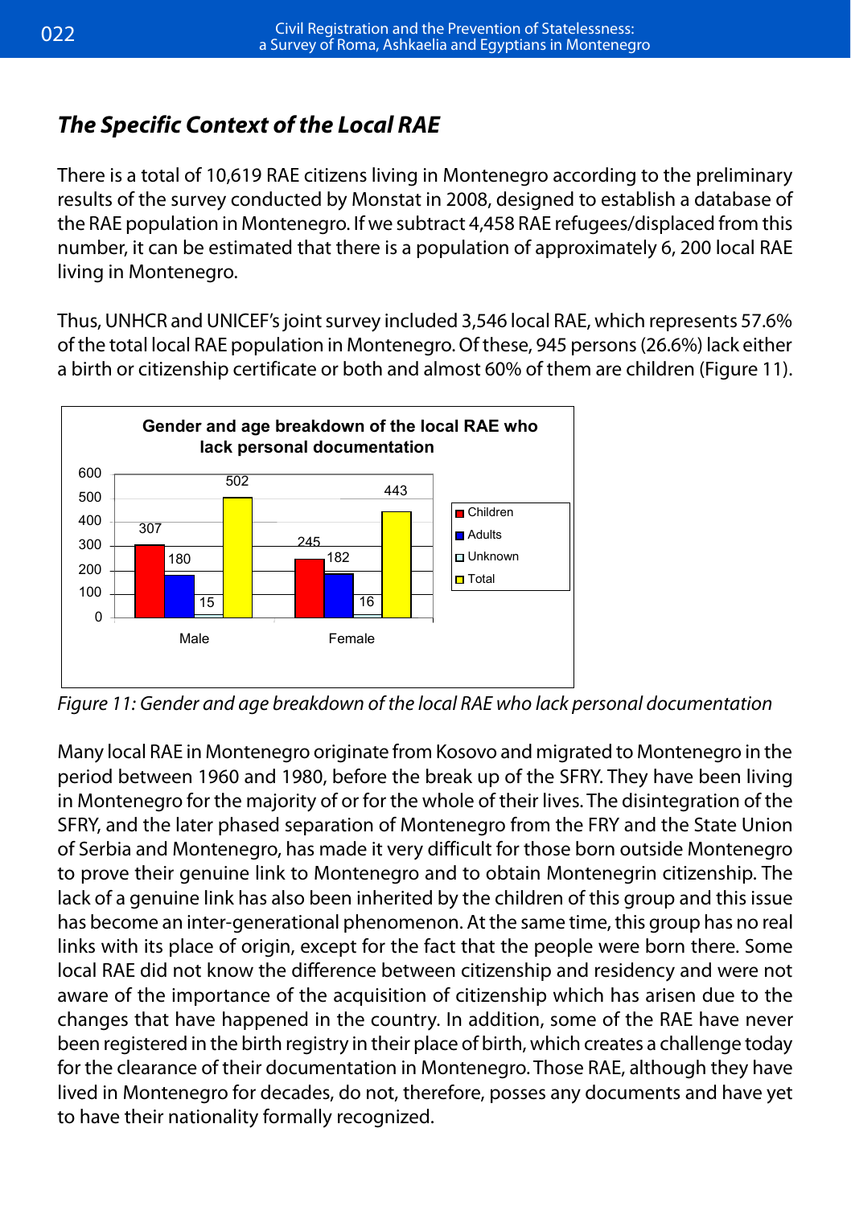## The Specific Context of the Local RAE

There is a total of 10,619 RAE citizens living in Montenegro according to the preliminary results of the survey conducted by Monstat in 2008, designed to establish a database of the RAE population in Montenegro. If we subtract 4,458 RAE refugees/displaced from this number, it can be estimated that there is a population of approximately 6, 200 local RAE living in Montenegro.

Thus, UNHCR and UNICEF's joint survey included 3,546 local RAE, which represents 57.6% of the total local RAE population in Montenegro. Of these, 945 persons (26.6%) lack either a birth or citizenship certificate or both and almost 60% of them are children (Figure 11).

**Gender and age breakdown of the local RAE who lack personal documentation**

| | Children | Adults | Unknown | Total |
|---|---|---|---|---|
| Male | 307 | 180 | 15 | 502 |
| Female | 245 | 182 | 16 | 443 |

*Figure 11: Gender and age breakdown of the local RAE who lack personal documentation*

Many local RAE in Montenegro originate from Kosovo and migrated to Montenegro in the period between 1960 and 1980, before the break up of the SFRY. They have been living in Montenegro for the majority of or for the whole of their lives. The disintegration of the SFRY, and the later phased separation of Montenegro from the FRY and the State Union of Serbia and Montenegro, has made it very difficult for those born outside Montenegro to prove their genuine link to Montenegro and to obtain Montenegrin citizenship. The lack of a genuine link has also been inherited by the children of this group and this issue has become an inter-generational phenomenon. At the same time, this group has no real links with its place of origin, except for the fact that the people were born there. Some local RAE did not know the difference between citizenship and residency and were not aware of the importance of the acquisition of citizenship which has arisen due to the changes that have happened in the country. In addition, some of the RAE have never been registered in the birth registry in their place of birth, which creates a challenge today for the clearance of their documentation in Montenegro. Those RAE, although they have lived in Montenegro for decades, do not, therefore, posses any documents and have yet to have their nationality formally recognized.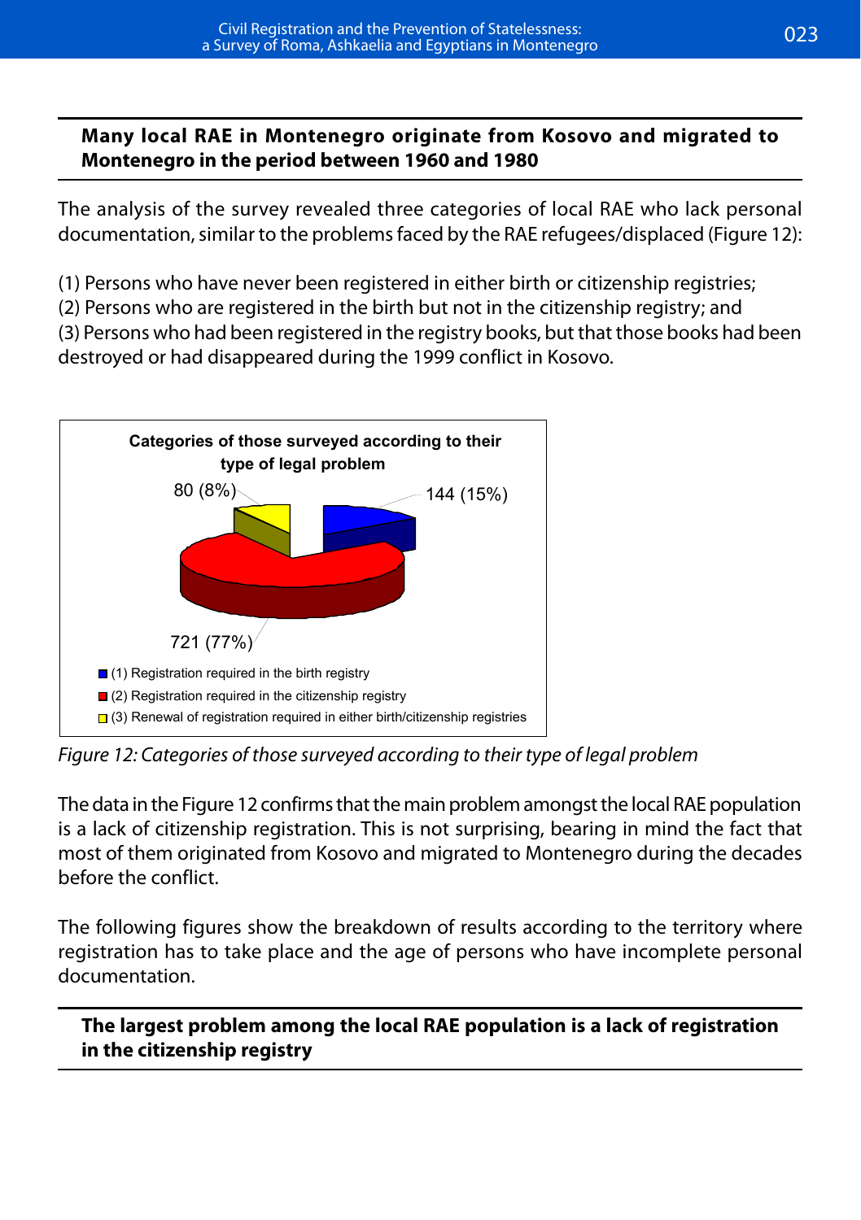**Many local RAE in Montenegro originate from Kosovo and migrated to Montenegro in the period between 1960 and 1980**

The analysis of the survey revealed three categories of local RAE who lack personal documentation, similar to the problems faced by the RAE refugees/displaced (Figure 12):

(1) Persons who have never been registered in either birth or citizenship registries;
(2) Persons who are registered in the birth but not in the citizenship registry; and
(3) Persons who had been registered in the registry books, but that those books had been destroyed or had disappeared during the 1999 conflict in Kosovo.

**Categories of those surveyed according to their type of legal problem**

| Category | Number | Percentage |
|---|---|---|
| (1) Registration required in the birth registry | 144 | 15% |
| (2) Registration required in the citizenship registry | 721 | 77% |
| (3) Renewal of registration required in either birth/citizenship registries | 80 | 8% |

*Figure 12: Categories of those surveyed according to their type of legal problem*

The data in the Figure 12 confirms that the main problem amongst the local RAE population is a lack of citizenship registration. This is not surprising, bearing in mind the fact that most of them originated from Kosovo and migrated to Montenegro during the decades before the conflict.

The following figures show the breakdown of results according to the territory where registration has to take place and the age of persons who have incomplete personal documentation.

**The largest problem among the local RAE population is a lack of registration in the citizenship registry**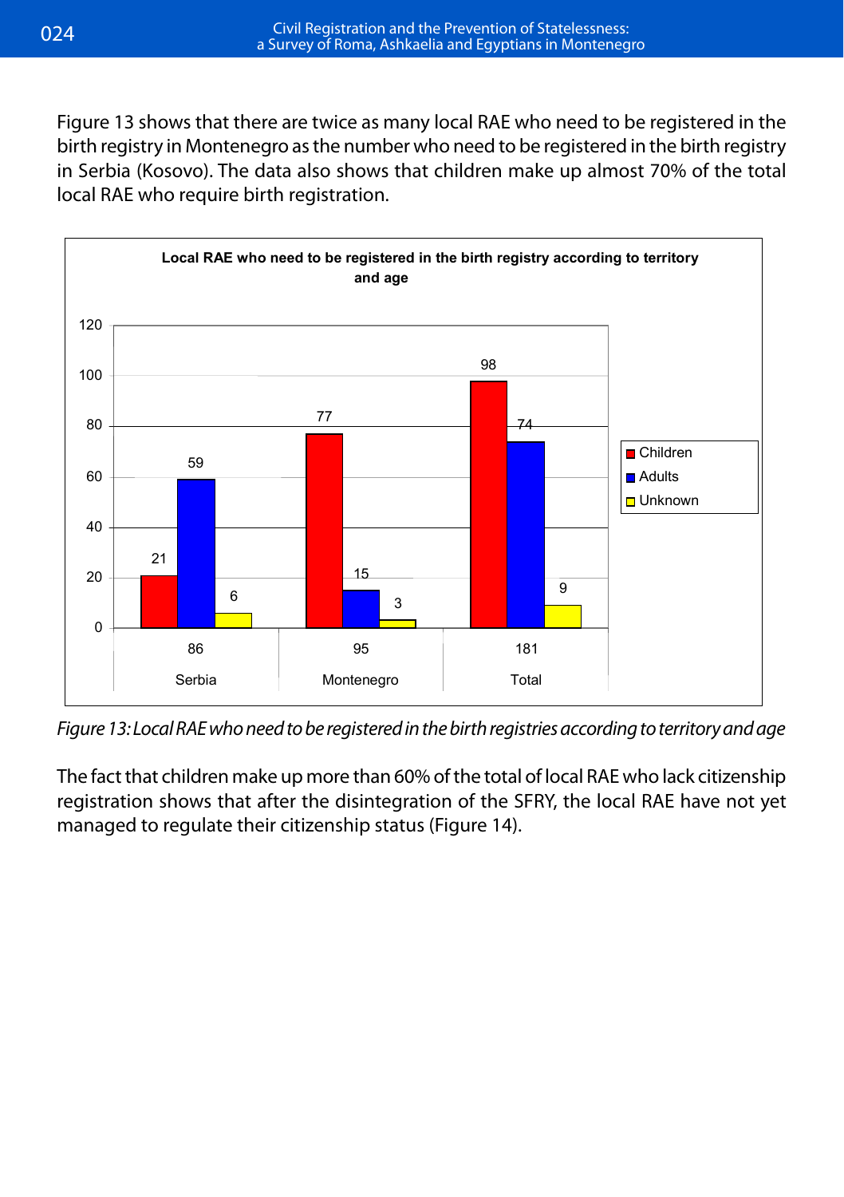Figure 13 shows that there are twice as many local RAE who need to be registered in the birth registry in Montenegro as the number who need to be registered in the birth registry in Serbia (Kosovo). The data also shows that children make up almost 70% of the total local RAE who require birth registration.

**Local RAE who need to be registered in the birth registry according to territory and age**

| | Serbia | Montenegro | Total |
|---|---|---|---|
| Children | 21 | 77 | 98 |
| Adults | 59 | 15 | 74 |
| Unknown | 6 | 3 | 9 |
| | 86 | 95 | 181 |

*Figure 13: Local RAE who need to be registered in the birth registries according to territory and age*

The fact that children make up more than 60% of the total of local RAE who lack citizenship registration shows that after the disintegration of the SFRY, the local RAE have not yet managed to regulate their citizenship status (Figure 14).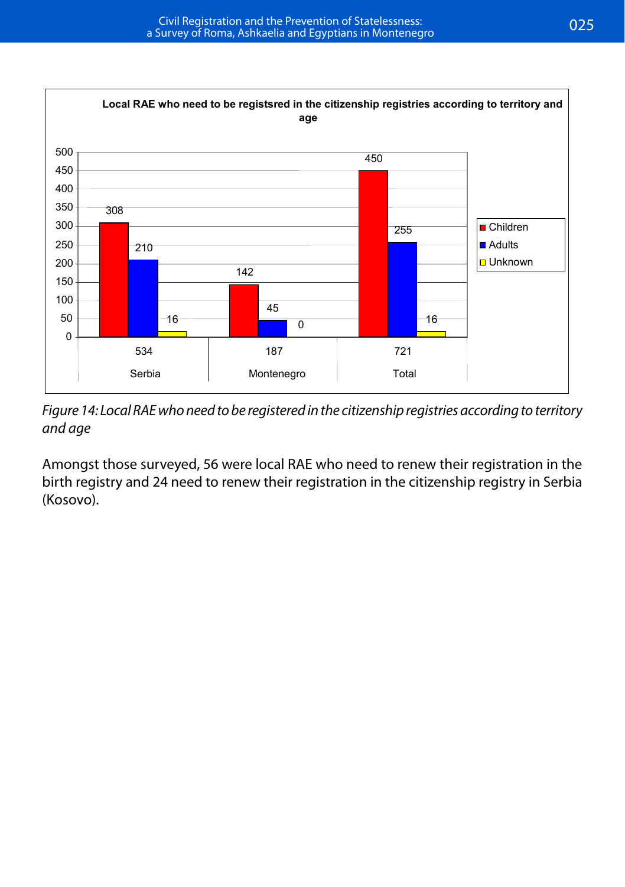**Local RAE who need to be registsred in the citizenship registries according to territory and age**

| | Serbia | Montenegro | Total |
|---|---|---|---|
| Children | 308 | 142 | 450 |
| Adults | 210 | 45 | 255 |
| Unknown | 16 | 0 | 16 |
| | 534 | 187 | 721 |

*Figure 14: Local RAE who need to be registered in the citizenship registries according to territory and age*

Amongst those surveyed, 56 were local RAE who need to renew their registration in the birth registry and 24 need to renew their registration in the citizenship registry in Serbia (Kosovo).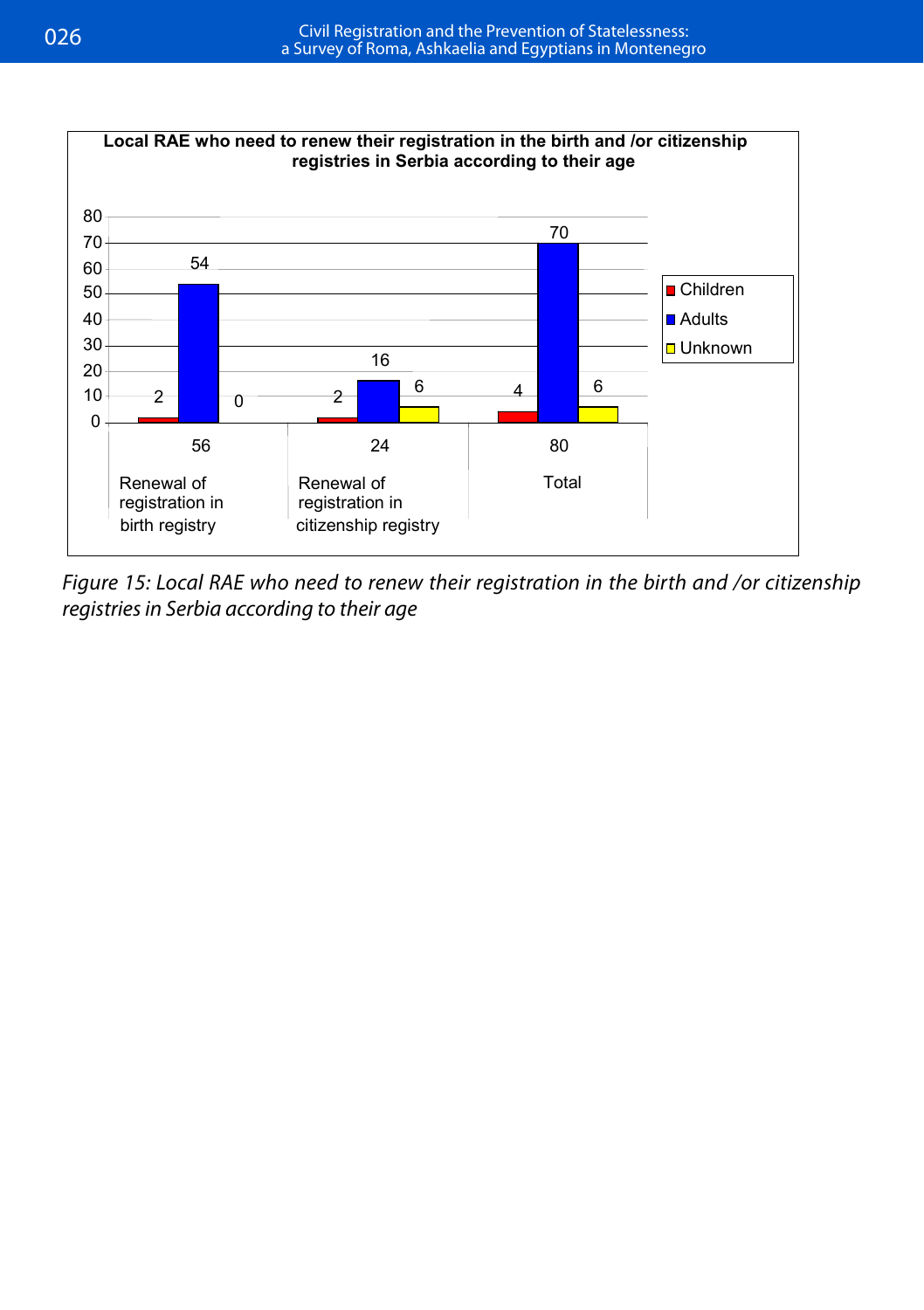**Local RAE who need to renew their registration in the birth and /or citizenship registries in Serbia according to their age**

| | Children | Adults | Unknown | Total |
|---|---|---|---|---|
| Renewal of registration in birth registry | 2 | 54 | 0 | 56 |
| Renewal of registration in citizenship registry | 2 | 16 | 6 | 24 |
| Total | 4 | 70 | 6 | 80 |

*Figure 15: Local RAE who need to renew their registration in the birth and /or citizenship registries in Serbia according to their age*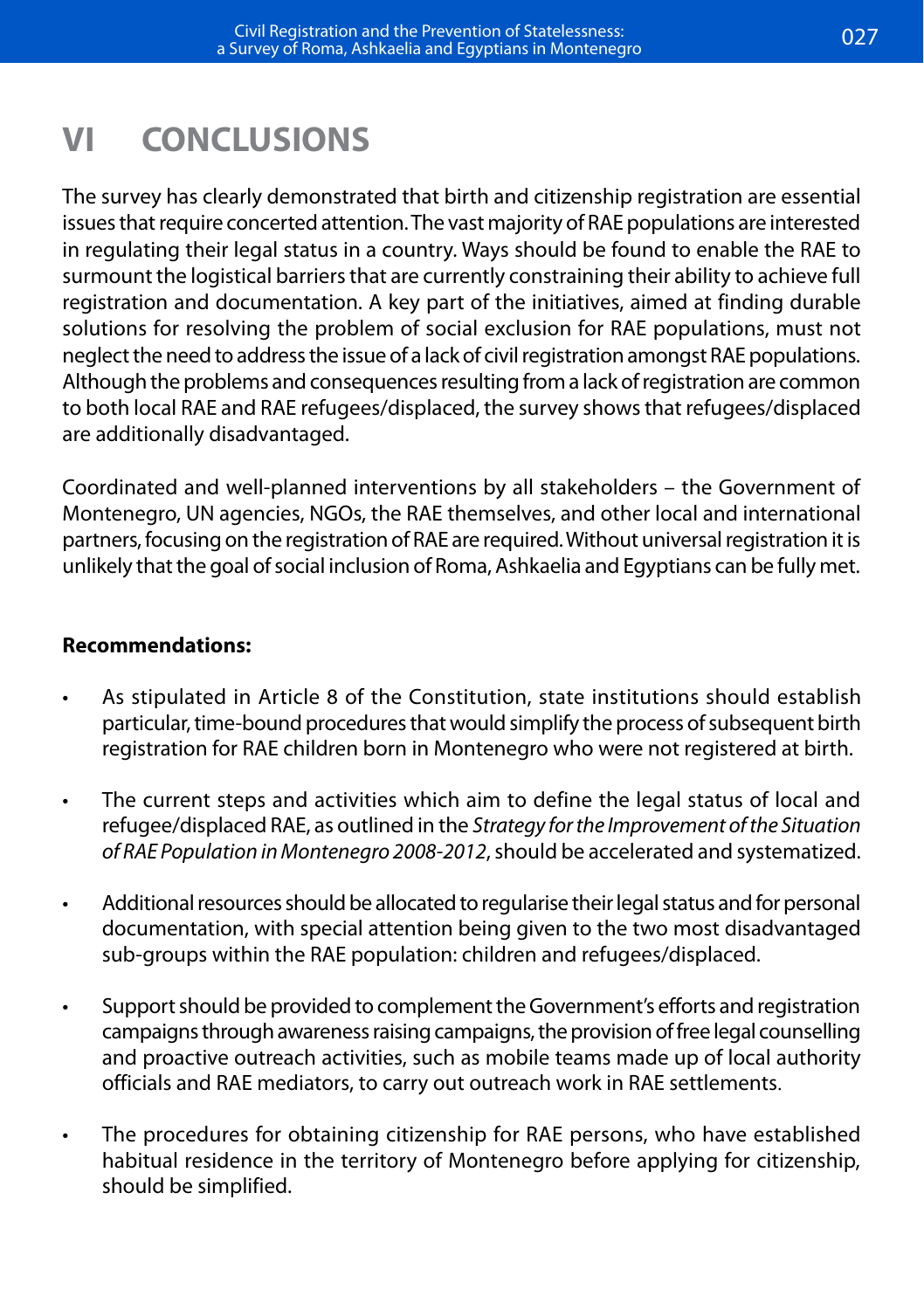# VI CONCLUSIONS

The survey has clearly demonstrated that birth and citizenship registration are essential issues that require concerted attention. The vast majority of RAE populations are interested in regulating their legal status in a country. Ways should be found to enable the RAE to surmount the logistical barriers that are currently constraining their ability to achieve full registration and documentation. A key part of the initiatives, aimed at finding durable solutions for resolving the problem of social exclusion for RAE populations, must not neglect the need to address the issue of a lack of civil registration amongst RAE populations. Although the problems and consequences resulting from a lack of registration are common to both local RAE and RAE refugees/displaced, the survey shows that refugees/displaced are additionally disadvantaged.

Coordinated and well-planned interventions by all stakeholders – the Government of Montenegro, UN agencies, NGOs, the RAE themselves, and other local and international partners, focusing on the registration of RAE are required. Without universal registration it is unlikely that the goal of social inclusion of Roma, Ashkaelia and Egyptians can be fully met.

**Recommendations:**

- As stipulated in Article 8 of the Constitution, state institutions should establish particular, time-bound procedures that would simplify the process of subsequent birth registration for RAE children born in Montenegro who were not registered at birth.
- The current steps and activities which aim to define the legal status of local and refugee/displaced RAE, as outlined in the *Strategy for the Improvement of the Situation of RAE Population in Montenegro 2008-2012*, should be accelerated and systematized.
- Additional resources should be allocated to regularise their legal status and for personal documentation, with special attention being given to the two most disadvantaged sub-groups within the RAE population: children and refugees/displaced.
- Support should be provided to complement the Government's efforts and registration campaigns through awareness raising campaigns, the provision of free legal counselling and proactive outreach activities, such as mobile teams made up of local authority officials and RAE mediators, to carry out outreach work in RAE settlements.
- The procedures for obtaining citizenship for RAE persons, who have established habitual residence in the territory of Montenegro before applying for citizenship, should be simplified.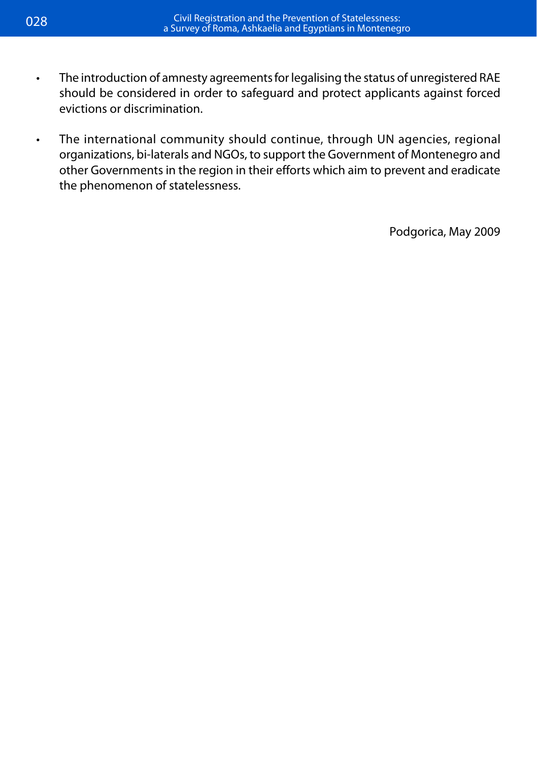- The introduction of amnesty agreements for legalising the status of unregistered RAE should be considered in order to safeguard and protect applicants against forced evictions or discrimination.

- The international community should continue, through UN agencies, regional organizations, bi-laterals and NGOs, to support the Government of Montenegro and other Governments in the region in their efforts which aim to prevent and eradicate the phenomenon of statelessness.

Podgorica, May 2009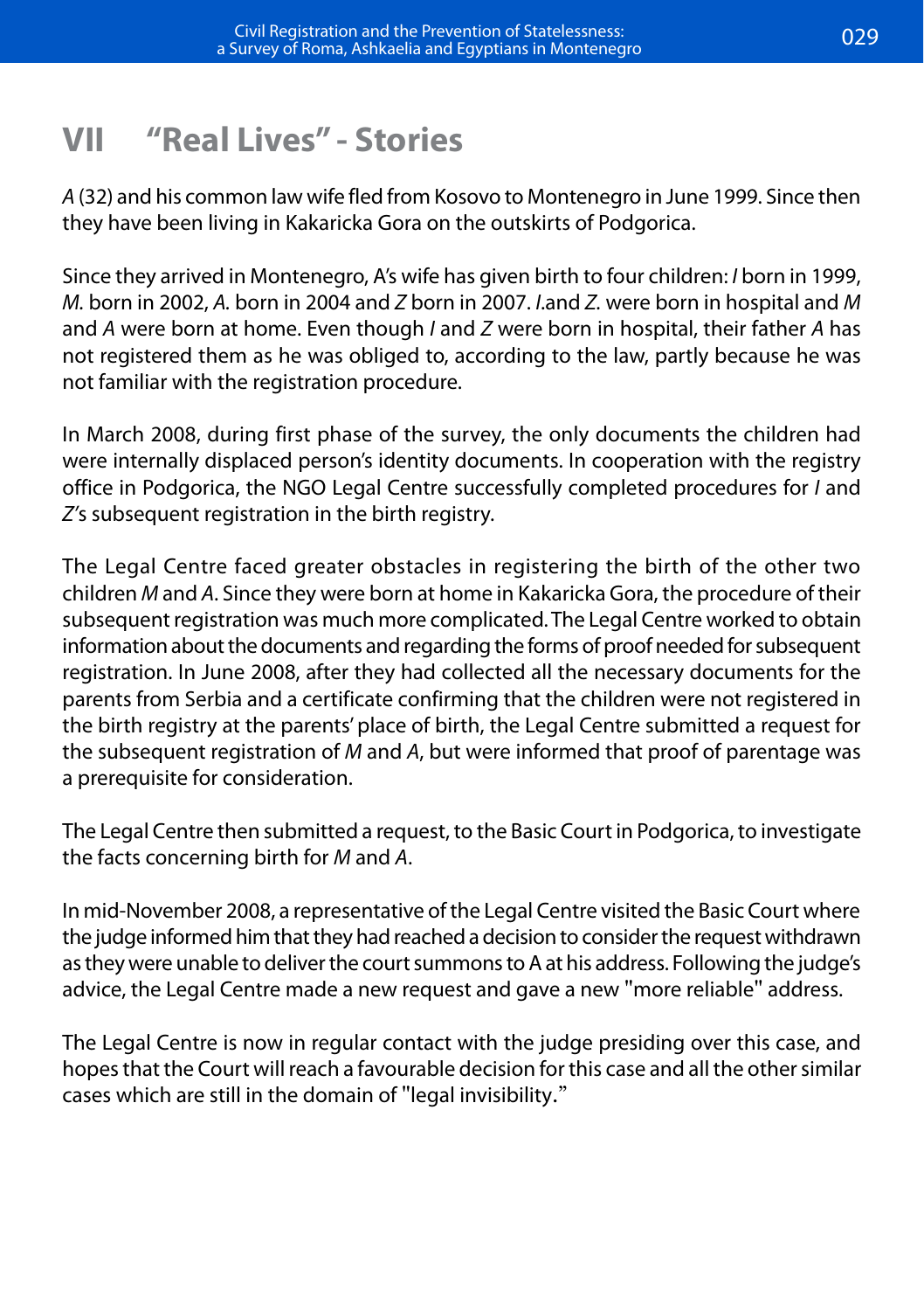# VII "Real Lives" - Stories

*A* (32) and his common law wife fled from Kosovo to Montenegro in June 1999. Since then they have been living in Kakaricka Gora on the outskirts of Podgorica.

Since they arrived in Montenegro, A's wife has given birth to four children: *I* born in 1999, *M.* born in 2002, *A.* born in 2004 and *Z* born in 2007. *I.*and *Z.* were born in hospital and *M* and *A* were born at home. Even though *I* and *Z* were born in hospital, their father *A* has not registered them as he was obliged to, according to the law, partly because he was not familiar with the registration procedure.

In March 2008, during first phase of the survey, the only documents the children had were internally displaced person's identity documents. In cooperation with the registry office in Podgorica, the NGO Legal Centre successfully completed procedures for *I* and *Z*'s subsequent registration in the birth registry.

The Legal Centre faced greater obstacles in registering the birth of the other two children *M* and *A*. Since they were born at home in Kakaricka Gora, the procedure of their subsequent registration was much more complicated. The Legal Centre worked to obtain information about the documents and regarding the forms of proof needed for subsequent registration. In June 2008, after they had collected all the necessary documents for the parents from Serbia and a certificate confirming that the children were not registered in the birth registry at the parents' place of birth, the Legal Centre submitted a request for the subsequent registration of *M* and *A*, but were informed that proof of parentage was a prerequisite for consideration.

The Legal Centre then submitted a request, to the Basic Court in Podgorica, to investigate the facts concerning birth for *M* and *A*.

In mid-November 2008, a representative of the Legal Centre visited the Basic Court where the judge informed him that they had reached a decision to consider the request withdrawn as they were unable to deliver the court summons to A at his address. Following the judge's advice, the Legal Centre made a new request and gave a new "more reliable" address.

The Legal Centre is now in regular contact with the judge presiding over this case, and hopes that the Court will reach a favourable decision for this case and all the other similar cases which are still in the domain of "legal invisibility."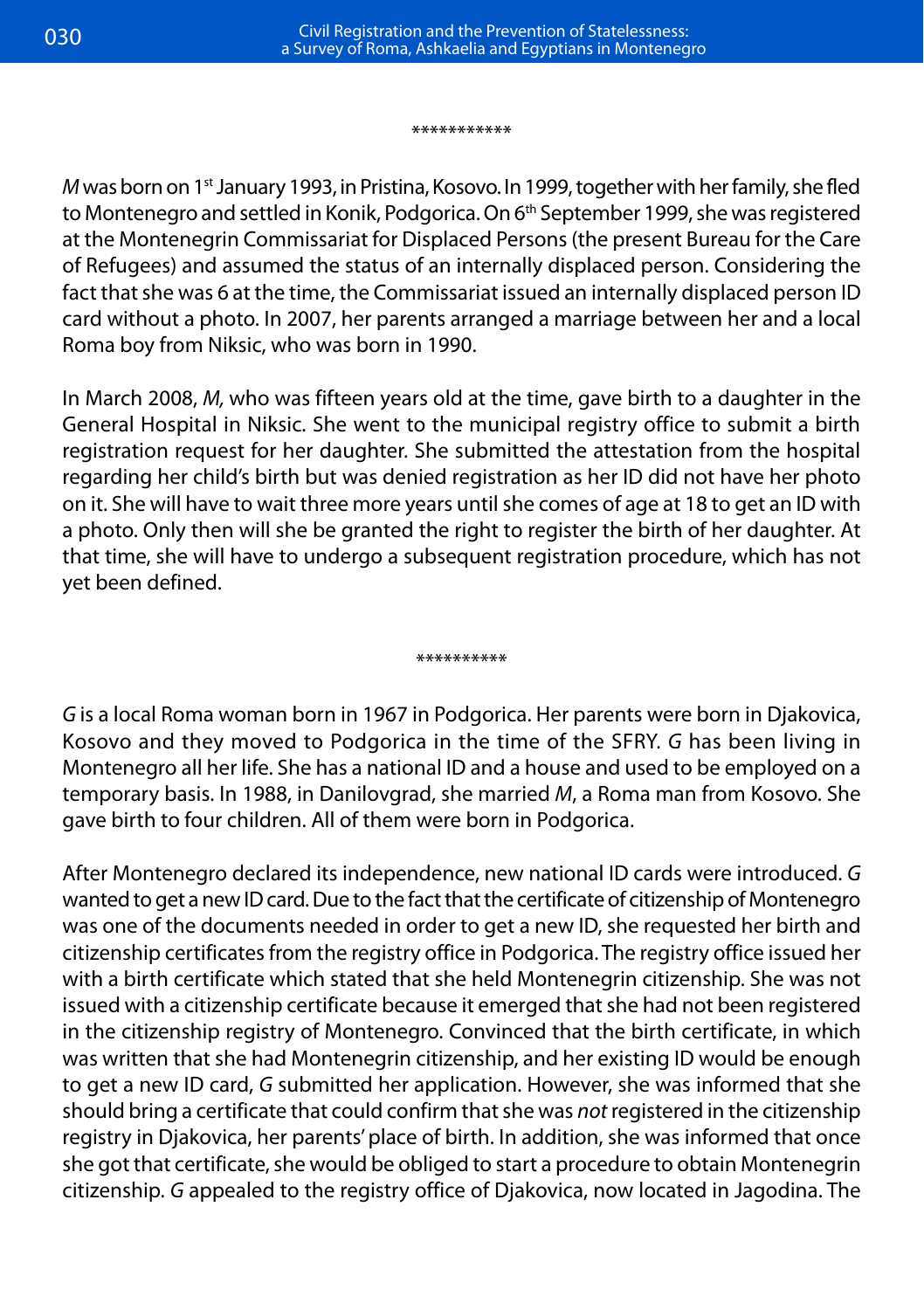***********

*M* was born on 1st January 1993, in Pristina, Kosovo. In 1999, together with her family, she fled to Montenegro and settled in Konik, Podgorica. On 6th September 1999, she was registered at the Montenegrin Commissariat for Displaced Persons (the present Bureau for the Care of Refugees) and assumed the status of an internally displaced person. Considering the fact that she was 6 at the time, the Commissariat issued an internally displaced person ID card without a photo. In 2007, her parents arranged a marriage between her and a local Roma boy from Niksic, who was born in 1990.

In March 2008, *M,* who was fifteen years old at the time, gave birth to a daughter in the General Hospital in Niksic. She went to the municipal registry office to submit a birth registration request for her daughter. She submitted the attestation from the hospital regarding her child's birth but was denied registration as her ID did not have her photo on it. She will have to wait three more years until she comes of age at 18 to get an ID with a photo. Only then will she be granted the right to register the birth of her daughter. At that time, she will have to undergo a subsequent registration procedure, which has not yet been defined.

**********

*G* is a local Roma woman born in 1967 in Podgorica. Her parents were born in Djakovica, Kosovo and they moved to Podgorica in the time of the SFRY. *G* has been living in Montenegro all her life. She has a national ID and a house and used to be employed on a temporary basis. In 1988, in Danilovgrad, she married *M*, a Roma man from Kosovo. She gave birth to four children. All of them were born in Podgorica.

After Montenegro declared its independence, new national ID cards were introduced. *G* wanted to get a new ID card. Due to the fact that the certificate of citizenship of Montenegro was one of the documents needed in order to get a new ID, she requested her birth and citizenship certificates from the registry office in Podgorica. The registry office issued her with a birth certificate which stated that she held Montenegrin citizenship. She was not issued with a citizenship certificate because it emerged that she had not been registered in the citizenship registry of Montenegro. Convinced that the birth certificate, in which was written that she had Montenegrin citizenship, and her existing ID would be enough to get a new ID card, *G* submitted her application. However, she was informed that she should bring a certificate that could confirm that she was *not* registered in the citizenship registry in Djakovica, her parents' place of birth. In addition, she was informed that once she got that certificate, she would be obliged to start a procedure to obtain Montenegrin citizenship. *G* appealed to the registry office of Djakovica, now located in Jagodina. The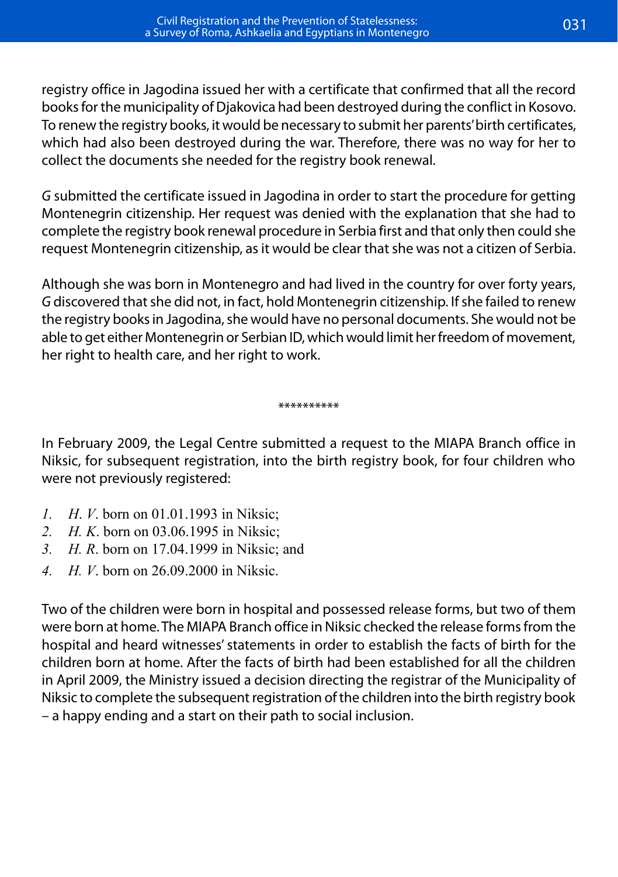registry office in Jagodina issued her with a certificate that confirmed that all the record books for the municipality of Djakovica had been destroyed during the conflict in Kosovo. To renew the registry books, it would be necessary to submit her parents' birth certificates, which had also been destroyed during the war. Therefore, there was no way for her to collect the documents she needed for the registry book renewal.

*G* submitted the certificate issued in Jagodina in order to start the procedure for getting Montenegrin citizenship. Her request was denied with the explanation that she had to complete the registry book renewal procedure in Serbia first and that only then could she request Montenegrin citizenship, as it would be clear that she was not a citizen of Serbia.

Although she was born in Montenegro and had lived in the country for over forty years, *G* discovered that she did not, in fact, hold Montenegrin citizenship. If she failed to renew the registry books in Jagodina, she would have no personal documents. She would not be able to get either Montenegrin or Serbian ID, which would limit her freedom of movement, her right to health care, and her right to work.

**********

In February 2009, the Legal Centre submitted a request to the MIAPA Branch office in Niksic, for subsequent registration, into the birth registry book, for four children who were not previously registered:

1. *H. V.* born on 01.01.1993 in Niksic;
2. *H. K.* born on 03.06.1995 in Niksic;
3. *H. R.* born on 17.04.1999 in Niksic; and
4. *H. V.* born on 26.09.2000 in Niksic.

Two of the children were born in hospital and possessed release forms, but two of them were born at home. The MIAPA Branch office in Niksic checked the release forms from the hospital and heard witnesses' statements in order to establish the facts of birth for the children born at home. After the facts of birth had been established for all the children in April 2009, the Ministry issued a decision directing the registrar of the Municipality of Niksic to complete the subsequent registration of the children into the birth registry book – a happy ending and a start on their path to social inclusion.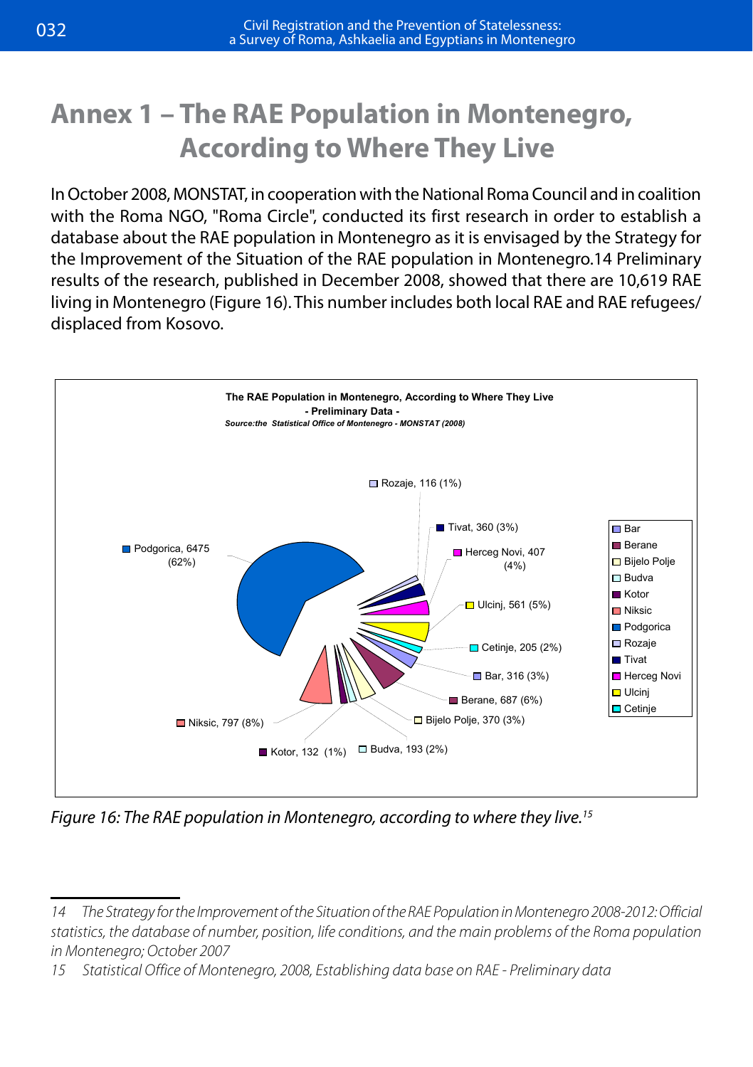# Annex 1 – The RAE Population in Montenegro, According to Where They Live

In October 2008, MONSTAT, in cooperation with the National Roma Council and in coalition with the Roma NGO, "Roma Circle", conducted its first research in order to establish a database about the RAE population in Montenegro as it is envisaged by the Strategy for the Improvement of the Situation of the RAE population in Montenegro.14 Preliminary results of the research, published in December 2008, showed that there are 10,619 RAE living in Montenegro (Figure 16). This number includes both local RAE and RAE refugees/ displaced from Kosovo.

**The RAE Population in Montenegro, According to Where They Live**
**- Preliminary Data -**
***Source:the Statistical Office of Montenegro - MONSTAT (2008)***

| Municipality | Number | Share |
|---|---|---|
| Podgorica | 6475 | (62%) |
| Rozaje | 116 | (1%) |
| Tivat | 360 | (3%) |
| Herceg Novi | 407 | (4%) |
| Ulcinj | 561 | (5%) |
| Cetinje | 205 | (2%) |
| Bar | 316 | (3%) |
| Berane | 687 | (6%) |
| Bijelo Polje | 370 | (3%) |
| Budva | 193 | (2%) |
| Kotor | 132 | (1%) |
| Niksic | 797 | (8%) |

*Figure 16: The RAE population in Montenegro, according to where they live.*[15]

---

14 The Strategy for the Improvement of the Situation of the RAE Population in Montenegro 2008-2012: Official statistics, the database of number, position, life conditions, and the main problems of the Roma population in Montenegro; October 2007

15 Statistical Office of Montenegro, 2008, Establishing data base on RAE - Preliminary data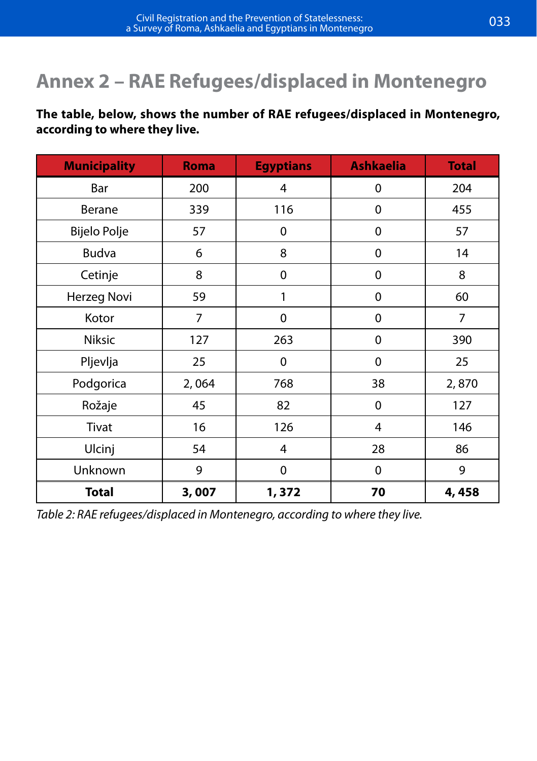# Annex 2 – RAE Refugees/displaced in Montenegro

**The table, below, shows the number of RAE refugees/displaced in Montenegro, according to where they live.**

| Municipality | Roma | Egyptians | Ashkaelia | Total |
|---|---|---|---|---|
| Bar | 200 | 4 | 0 | 204 |
| Berane | 339 | 116 | 0 | 455 |
| Bijelo Polje | 57 | 0 | 0 | 57 |
| Budva | 6 | 8 | 0 | 14 |
| Cetinje | 8 | 0 | 0 | 8 |
| Herzeg Novi | 59 | 1 | 0 | 60 |
| Kotor | 7 | 0 | 0 | 7 |
| Niksic | 127 | 263 | 0 | 390 |
| Pljevlja | 25 | 0 | 0 | 25 |
| Podgorica | 2, 064 | 768 | 38 | 2, 870 |
| Rožaje | 45 | 82 | 0 | 127 |
| Tivat | 16 | 126 | 4 | 146 |
| Ulcinj | 54 | 4 | 28 | 86 |
| Unknown | 9 | 0 | 0 | 9 |
| **Total** | **3, 007** | **1, 372** | **70** | **4, 458** |

*Table 2: RAE refugees/displaced in Montenegro, according to where they live.*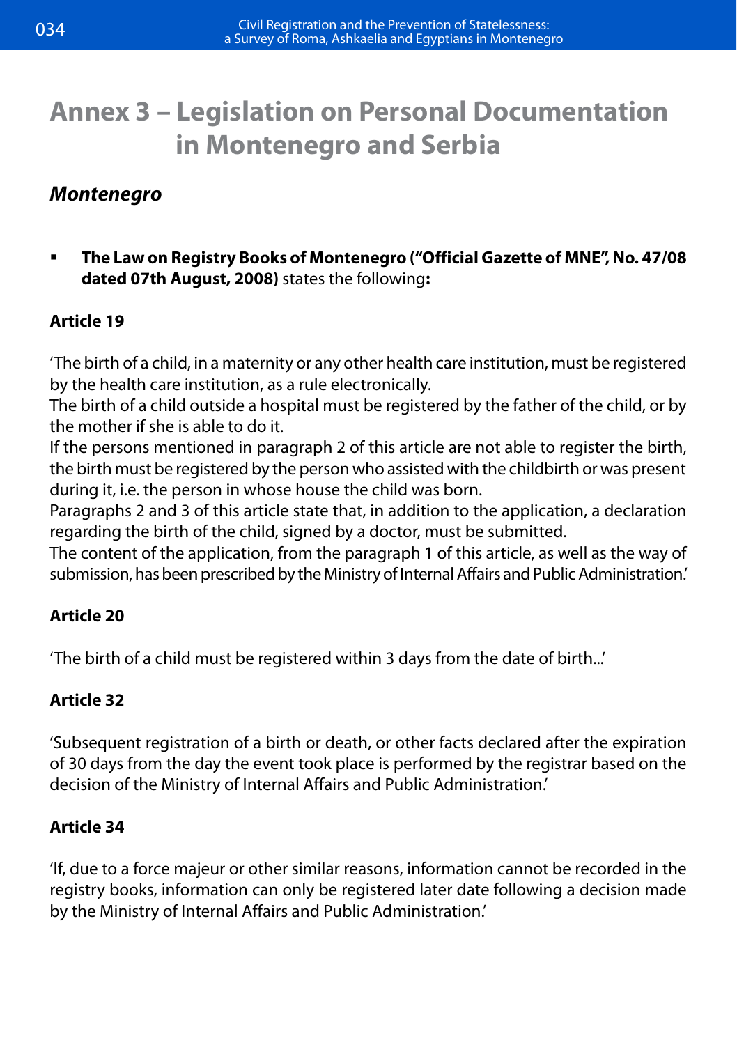# Annex 3 – Legislation on Personal Documentation in Montenegro and Serbia

## *Montenegro*

- **The Law on Registry Books of Montenegro ("Official Gazette of MNE", No. 47/08 dated 07th August, 2008)** states the following**:**

**Article 19**

'The birth of a child, in a maternity or any other health care institution, must be registered by the health care institution, as a rule electronically.
The birth of a child outside a hospital must be registered by the father of the child, or by the mother if she is able to do it.
If the persons mentioned in paragraph 2 of this article are not able to register the birth, the birth must be registered by the person who assisted with the childbirth or was present during it, i.e. the person in whose house the child was born.
Paragraphs 2 and 3 of this article state that, in addition to the application, a declaration regarding the birth of the child, signed by a doctor, must be submitted.
The content of the application, from the paragraph 1 of this article, as well as the way of submission, has been prescribed by the Ministry of Internal Affairs and Public Administration.'

**Article 20**

'The birth of a child must be registered within 3 days from the date of birth...'

**Article 32**

'Subsequent registration of a birth or death, or other facts declared after the expiration of 30 days from the day the event took place is performed by the registrar based on the decision of the Ministry of Internal Affairs and Public Administration.'

**Article 34**

'If, due to a force majeur or other similar reasons, information cannot be recorded in the registry books, information can only be registered later date following a decision made by the Ministry of Internal Affairs and Public Administration.'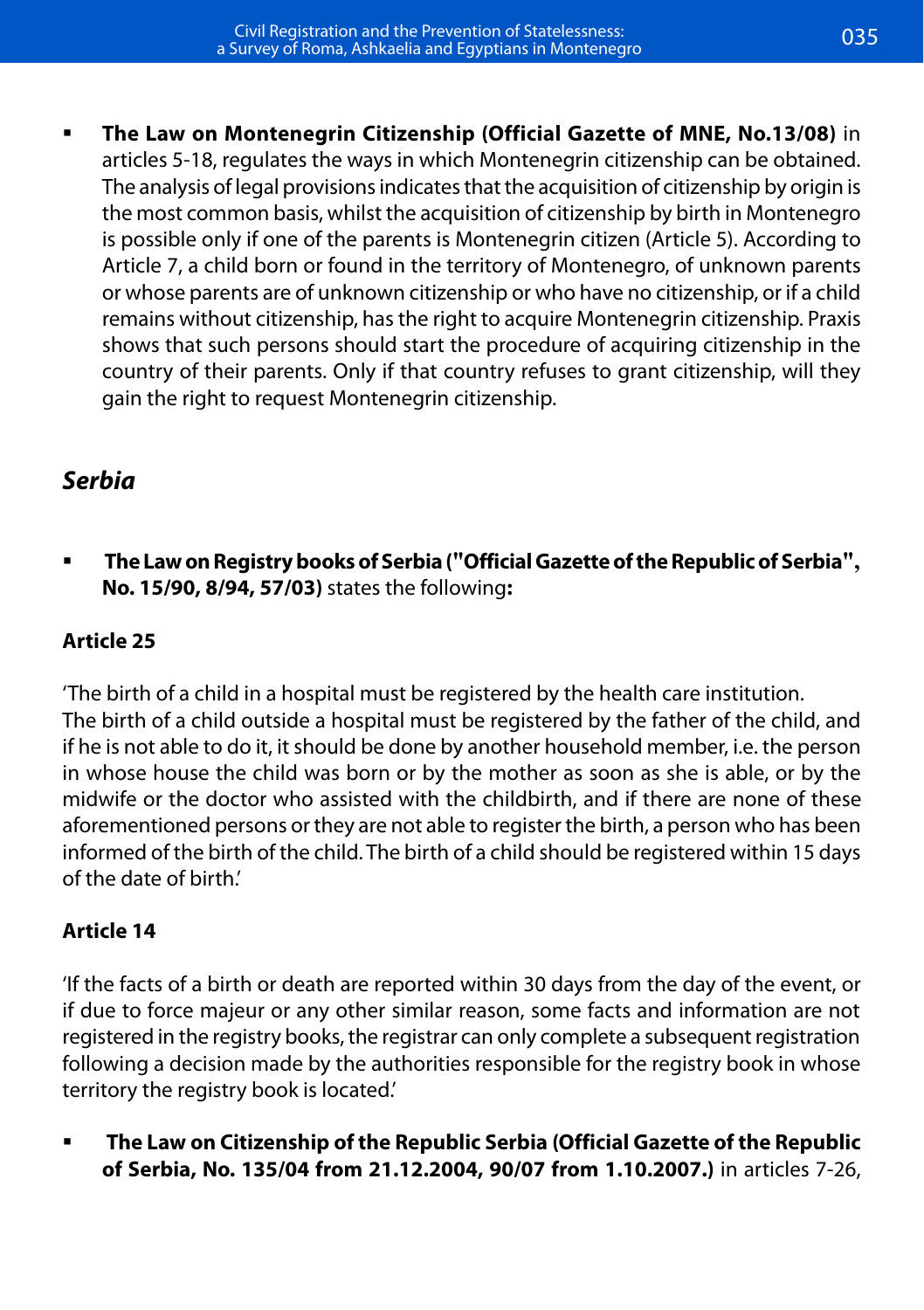- **The Law on Montenegrin Citizenship (Official Gazette of MNE, No.13/08)** in articles 5-18, regulates the ways in which Montenegrin citizenship can be obtained. The analysis of legal provisions indicates that the acquisition of citizenship by origin is the most common basis, whilst the acquisition of citizenship by birth in Montenegro is possible only if one of the parents is Montenegrin citizen (Article 5). According to Article 7, a child born or found in the territory of Montenegro, of unknown parents or whose parents are of unknown citizenship or who have no citizenship, or if a child remains without citizenship, has the right to acquire Montenegrin citizenship. Praxis shows that such persons should start the procedure of acquiring citizenship in the country of their parents. Only if that country refuses to grant citizenship, will they gain the right to request Montenegrin citizenship.

## *Serbia*

- **The Law on Registry books of Serbia ("Official Gazette of the Republic of Serbia", No. 15/90, 8/94, 57/03)** states the following**:**

**Article 25**

'The birth of a child in a hospital must be registered by the health care institution. The birth of a child outside a hospital must be registered by the father of the child, and if he is not able to do it, it should be done by another household member, i.e. the person in whose house the child was born or by the mother as soon as she is able, or by the midwife or the doctor who assisted with the childbirth, and if there are none of these aforementioned persons or they are not able to register the birth, a person who has been informed of the birth of the child. The birth of a child should be registered within 15 days of the date of birth.'

**Article 14**

'If the facts of a birth or death are reported within 30 days from the day of the event, or if due to force majeur or any other similar reason, some facts and information are not registered in the registry books, the registrar can only complete a subsequent registration following a decision made by the authorities responsible for the registry book in whose territory the registry book is located.'

- **The Law on Citizenship of the Republic Serbia (Official Gazette of the Republic of Serbia, No. 135/04 from 21.12.2004, 90/07 from 1.10.2007.)** in articles 7-26,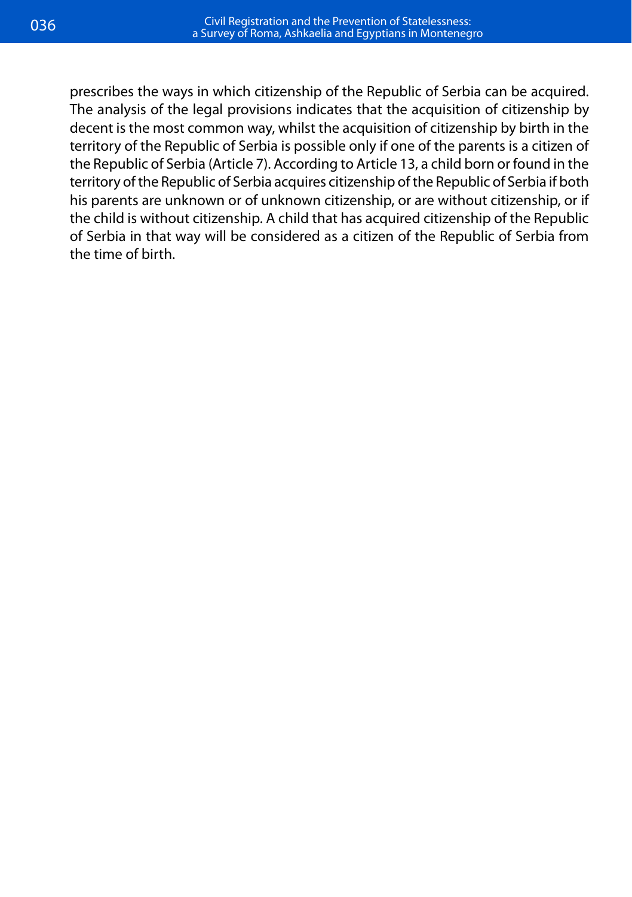prescribes the ways in which citizenship of the Republic of Serbia can be acquired. The analysis of the legal provisions indicates that the acquisition of citizenship by decent is the most common way, whilst the acquisition of citizenship by birth in the territory of the Republic of Serbia is possible only if one of the parents is a citizen of the Republic of Serbia (Article 7). According to Article 13, a child born or found in the territory of the Republic of Serbia acquires citizenship of the Republic of Serbia if both his parents are unknown or of unknown citizenship, or are without citizenship, or if the child is without citizenship. A child that has acquired citizenship of the Republic of Serbia in that way will be considered as a citizen of the Republic of Serbia from the time of birth.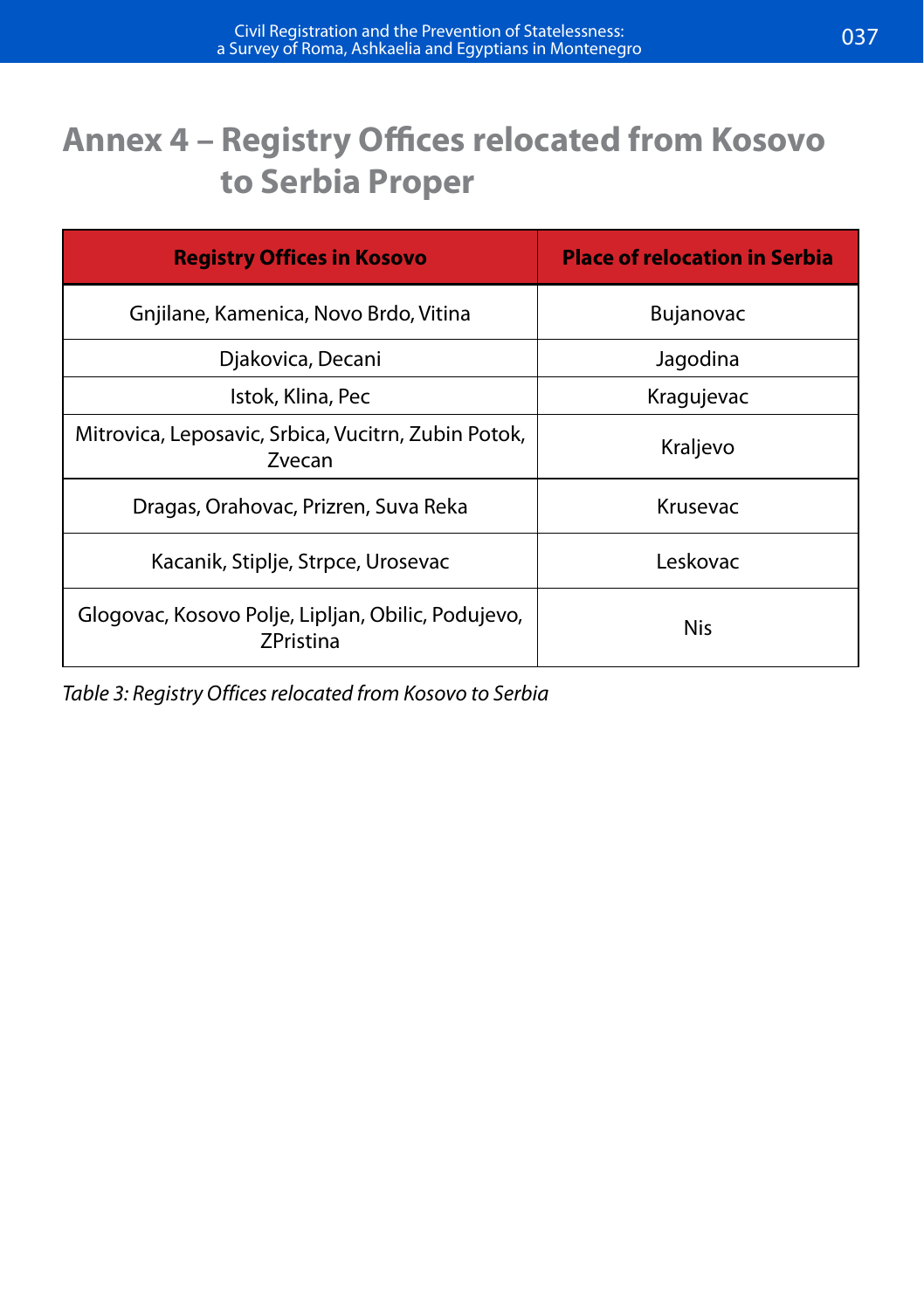# Annex 4 – Registry Offices relocated from Kosovo to Serbia Proper

| Registry Offices in Kosovo | Place of relocation in Serbia |
|---|---|
| Gnjilane, Kamenica, Novo Brdo, Vitina | Bujanovac |
| Djakovica, Decani | Jagodina |
| Istok, Klina, Pec | Kragujevac |
| Mitrovica, Leposavic, Srbica, Vucitrn, Zubin Potok, Zvecan | Kraljevo |
| Dragas, Orahovac, Prizren, Suva Reka | Krusevac |
| Kacanik, Stiplje, Strpce, Urosevac | Leskovac |
| Glogovac, Kosovo Polje, Lipljan, Obilic, Podujevo, ZPristina | Nis |

*Table 3: Registry Offices relocated from Kosovo to Serbia*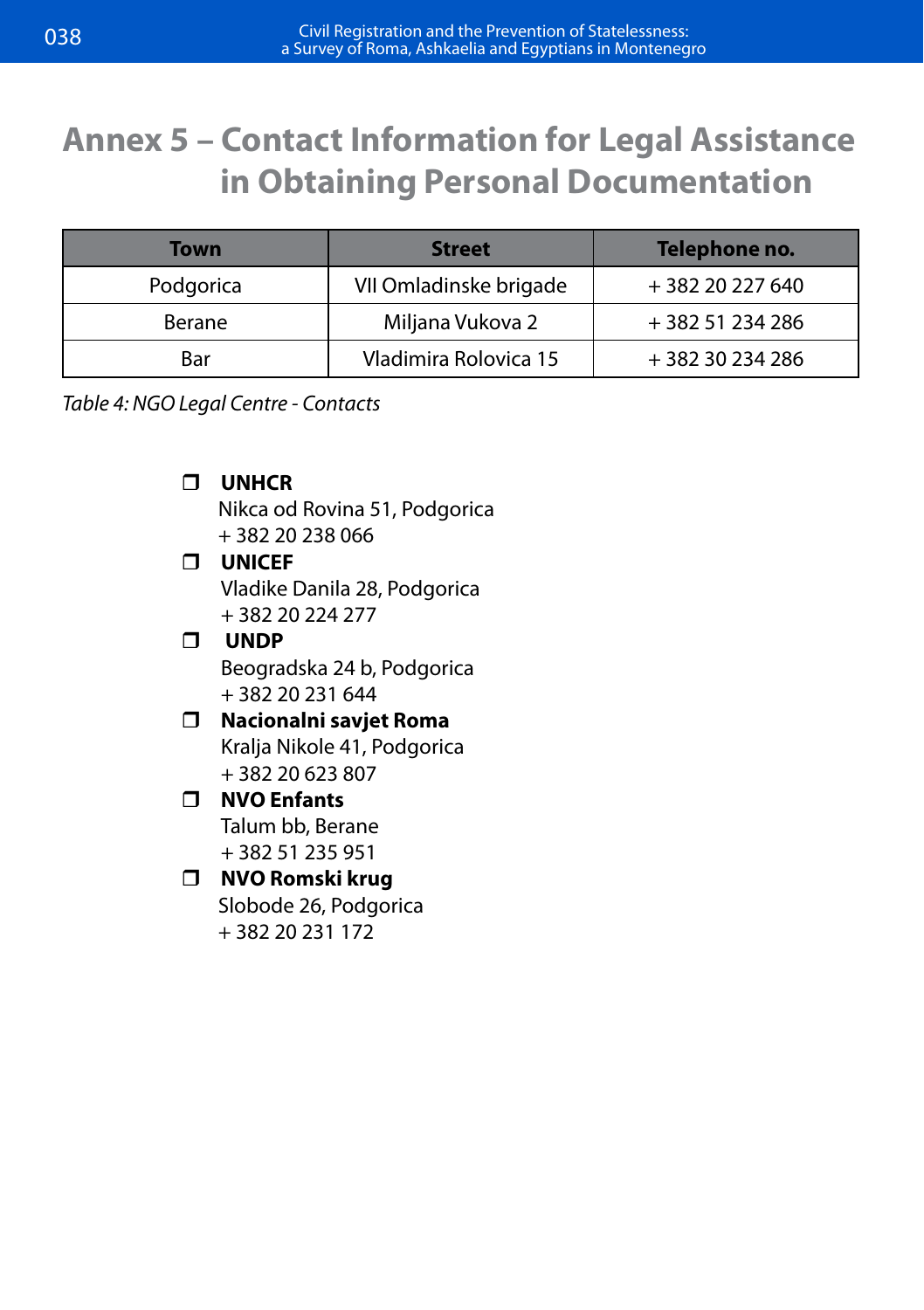# Annex 5 – Contact Information for Legal Assistance in Obtaining Personal Documentation

| Town | Street | Telephone no. |
|---|---|---|
| Podgorica | VII Omladinske brigade | + 382 20 227 640 |
| Berane | Miljana Vukova 2 | + 382 51 234 286 |
| Bar | Vladimira Rolovica 15 | + 382 30 234 286 |

*Table 4: NGO Legal Centre - Contacts*

- **UNHCR**
  Nikca od Rovina 51, Podgorica
  + 382 20 238 066
- **UNICEF**
  Vladike Danila 28, Podgorica
  + 382 20 224 277
- **UNDP**
  Beogradska 24 b, Podgorica
  + 382 20 231 644
- **Nacionalni savjet Roma**
  Kralja Nikole 41, Podgorica
  + 382 20 623 807
- **NVO Enfants**
  Talum bb, Berane
  + 382 51 235 951
- **NVO Romski krug**
  Slobode 26, Podgorica
  + 382 20 231 172